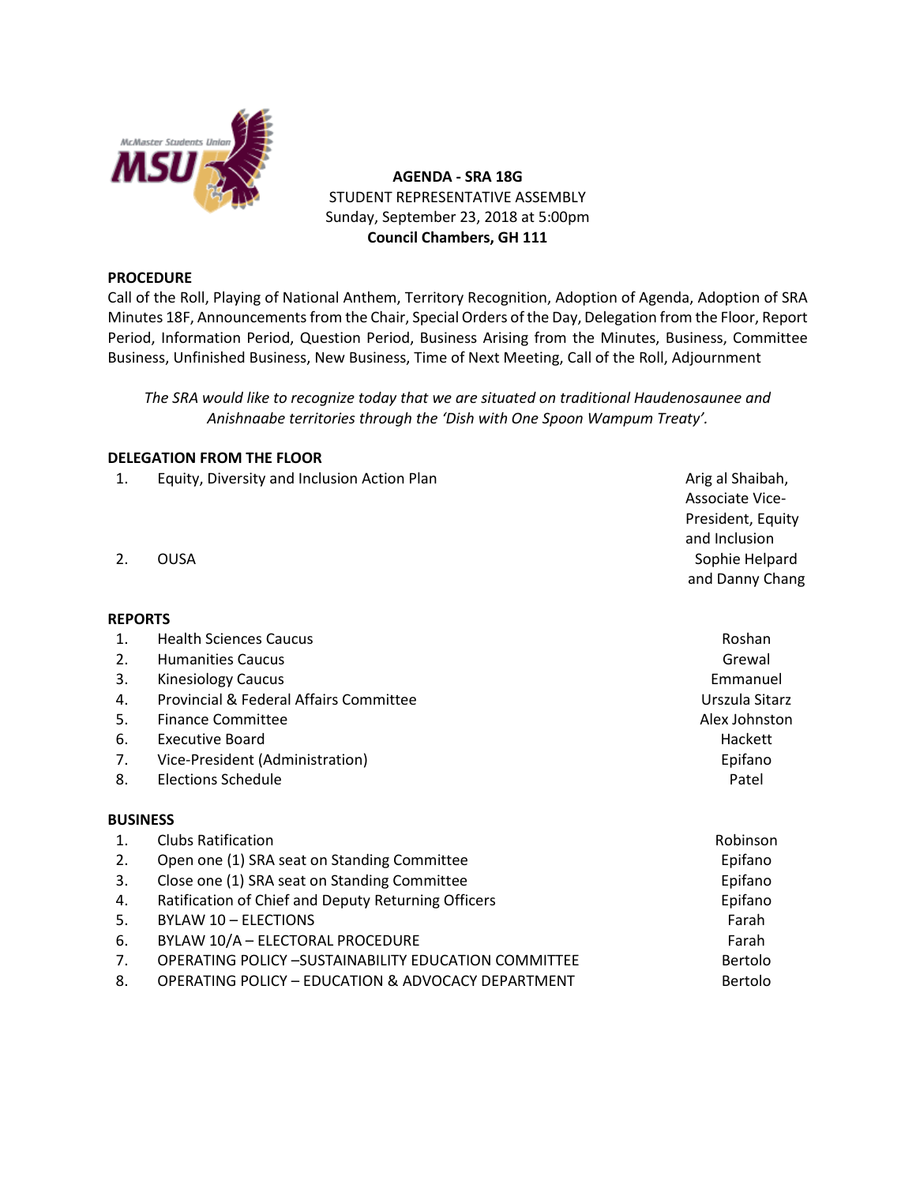**AGENDA - SRA 18G**
STUDENT REPRESENTATIVE ASSEMBLY
Sunday, September 23, 2018 at 5:00pm
**Council Chambers, GH 111**

## PROCEDURE

Call of the Roll, Playing of National Anthem, Territory Recognition, Adoption of Agenda, Adoption of SRA Minutes 18F, Announcements from the Chair, Special Orders of the Day, Delegation from the Floor, Report Period, Information Period, Question Period, Business Arising from the Minutes, Business, Committee Business, Unfinished Business, New Business, Time of Next Meeting, Call of the Roll, Adjournment

*The SRA would like to recognize today that we are situated on traditional Haudenosaunee and Anishnaabe territories through the 'Dish with One Spoon Wampum Treaty'.*

## DELEGATION FROM THE FLOOR

| | | |
|---|---|---|
| 1. | Equity, Diversity and Inclusion Action Plan | Arig al Shaibah, Associate Vice-President, Equity and Inclusion |
| 2. | OUSA | Sophie Helpard and Danny Chang |

## REPORTS

| | | |
|---|---|---|
| 1. | Health Sciences Caucus | Roshan |
| 2. | Humanities Caucus | Grewal |
| 3. | Kinesiology Caucus | Emmanuel |
| 4. | Provincial & Federal Affairs Committee | Urszula Sitarz |
| 5. | Finance Committee | Alex Johnston |
| 6. | Executive Board | Hackett |
| 7. | Vice-President (Administration) | Epifano |
| 8. | Elections Schedule | Patel |

## BUSINESS

| | | |
|---|---|---|
| 1. | Clubs Ratification | Robinson |
| 2. | Open one (1) SRA seat on Standing Committee | Epifano |
| 3. | Close one (1) SRA seat on Standing Committee | Epifano |
| 4. | Ratification of Chief and Deputy Returning Officers | Epifano |
| 5. | BYLAW 10 – ELECTIONS | Farah |
| 6. | BYLAW 10/A – ELECTORAL PROCEDURE | Farah |
| 7. | OPERATING POLICY –SUSTAINABILITY EDUCATION COMMITTEE | Bertolo |
| 8. | OPERATING POLICY – EDUCATION & ADVOCACY DEPARTMENT | Bertolo |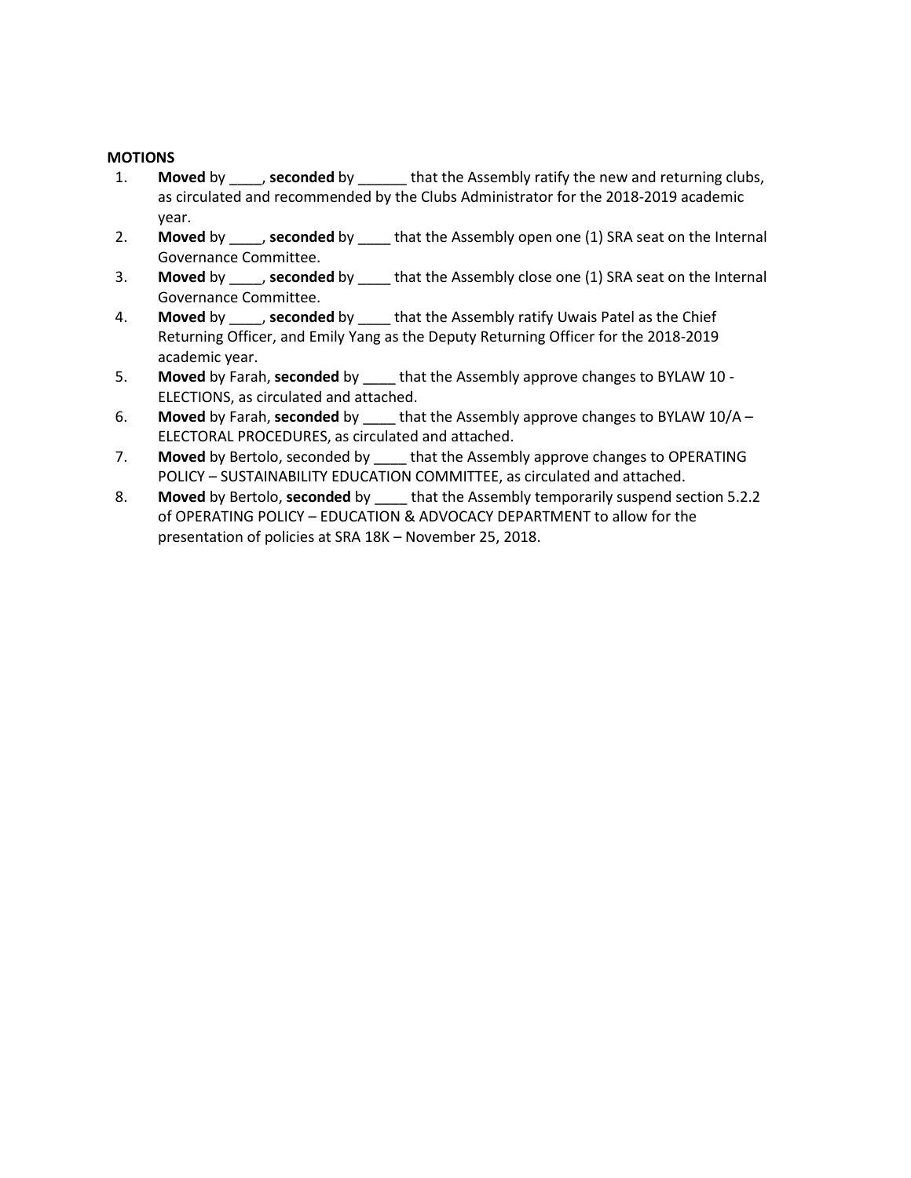**MOTIONS**

1. **Moved** by ____, **seconded** by ______ that the Assembly ratify the new and returning clubs, as circulated and recommended by the Clubs Administrator for the 2018-2019 academic year.
2. **Moved** by ____, **seconded** by ____ that the Assembly open one (1) SRA seat on the Internal Governance Committee.
3. **Moved** by ____, **seconded** by ____ that the Assembly close one (1) SRA seat on the Internal Governance Committee.
4. **Moved** by ____, **seconded** by ____ that the Assembly ratify Uwais Patel as the Chief Returning Officer, and Emily Yang as the Deputy Returning Officer for the 2018-2019 academic year.
5. **Moved** by Farah, **seconded** by ____ that the Assembly approve changes to BYLAW 10 - ELECTIONS, as circulated and attached.
6. **Moved** by Farah, **seconded** by ____ that the Assembly approve changes to BYLAW 10/A – ELECTORAL PROCEDURES, as circulated and attached.
7. **Moved** by Bertolo, seconded by ____ that the Assembly approve changes to OPERATING POLICY – SUSTAINABILITY EDUCATION COMMITTEE, as circulated and attached.
8. **Moved** by Bertolo, **seconded** by ____ that the Assembly temporarily suspend section 5.2.2 of OPERATING POLICY – EDUCATION & ADVOCACY DEPARTMENT to allow for the presentation of policies at SRA 18K – November 25, 2018.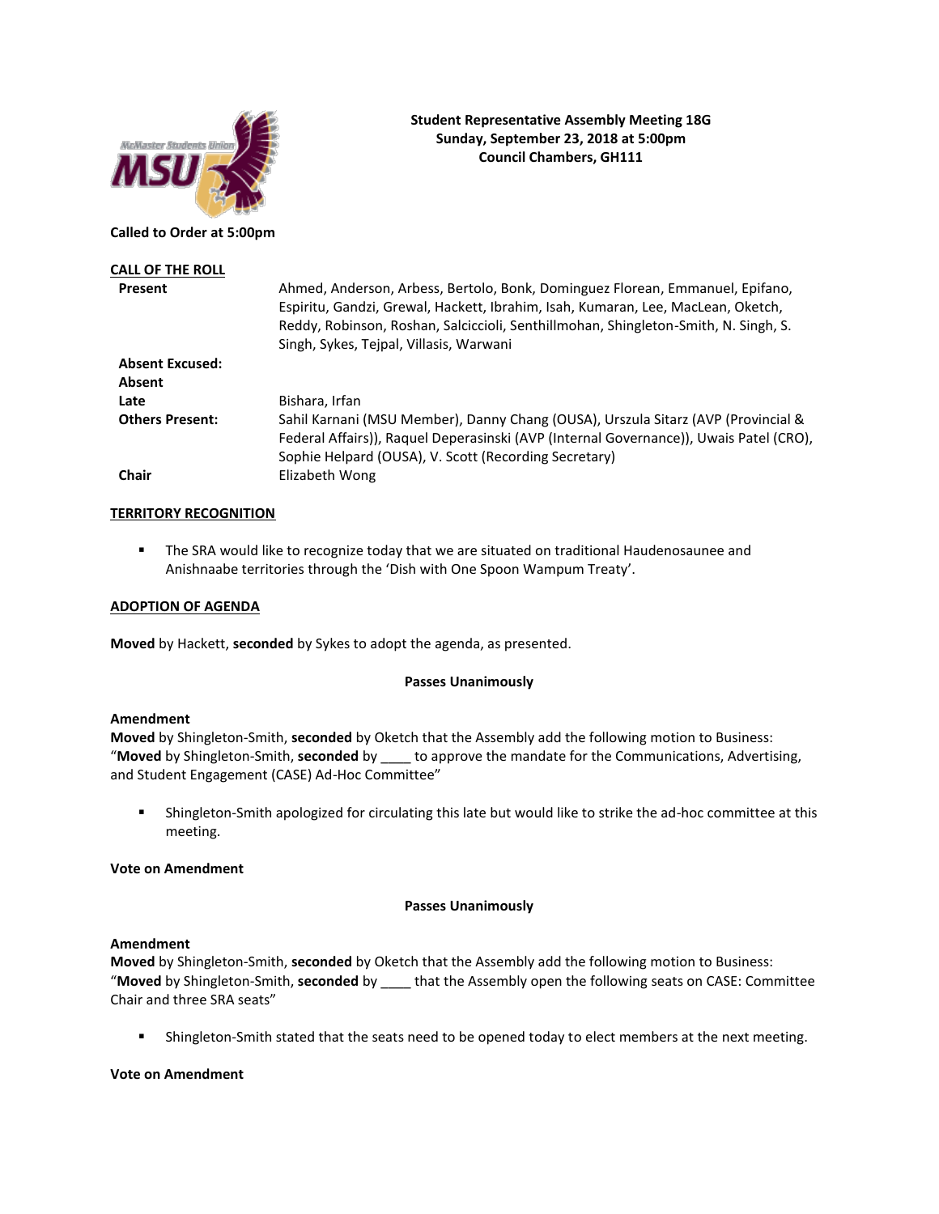**Student Representative Assembly Meeting 18G**
**Sunday, September 23, 2018 at 5:00pm**
**Council Chambers, GH111**

**Called to Order at 5:00pm**

**CALL OF THE ROLL**

| | |
|---|---|
| **Present** | Ahmed, Anderson, Arbess, Bertolo, Bonk, Dominguez Florean, Emmanuel, Epifano, Espiritu, Gandzi, Grewal, Hackett, Ibrahim, Isah, Kumaran, Lee, MacLean, Oketch, Reddy, Robinson, Roshan, Salciccioli, Senthillmohan, Shingleton-Smith, N. Singh, S. Singh, Sykes, Tejpal, Villasis, Warwani |
| **Absent Excused:** | |
| **Absent** | |
| **Late** | Bishara, Irfan |
| **Others Present:** | Sahil Karnani (MSU Member), Danny Chang (OUSA), Urszula Sitarz (AVP (Provincial & Federal Affairs)), Raquel Deperasinski (AVP (Internal Governance)), Uwais Patel (CRO), Sophie Helpard (OUSA), V. Scott (Recording Secretary) |
| **Chair** | Elizabeth Wong |

**TERRITORY RECOGNITION**

- The SRA would like to recognize today that we are situated on traditional Haudenosaunee and Anishnaabe territories through the 'Dish with One Spoon Wampum Treaty'.

**ADOPTION OF AGENDA**

**Moved** by Hackett, **seconded** by Sykes to adopt the agenda, as presented.

**Passes Unanimously**

**Amendment**
**Moved** by Shingleton-Smith, **seconded** by Oketch that the Assembly add the following motion to Business: "**Moved** by Shingleton-Smith, **seconded** by ____ to approve the mandate for the Communications, Advertising, and Student Engagement (CASE) Ad-Hoc Committee"

- Shingleton-Smith apologized for circulating this late but would like to strike the ad-hoc committee at this meeting.

**Vote on Amendment**

**Passes Unanimously**

**Amendment**
**Moved** by Shingleton-Smith, **seconded** by Oketch that the Assembly add the following motion to Business: "**Moved** by Shingleton-Smith, **seconded** by ____ that the Assembly open the following seats on CASE: Committee Chair and three SRA seats"

- Shingleton-Smith stated that the seats need to be opened today to elect members at the next meeting.

**Vote on Amendment**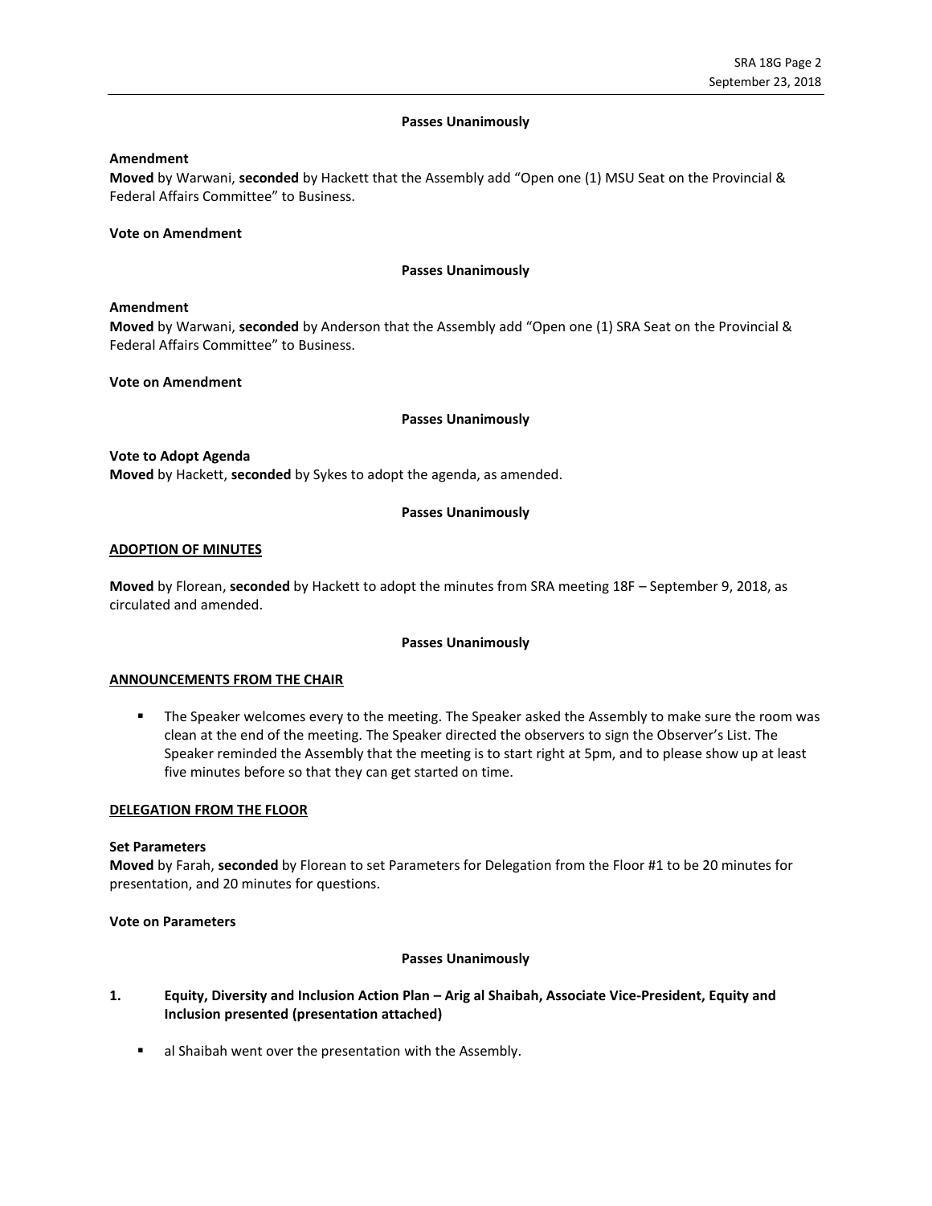**Passes Unanimously**

**Amendment**
**Moved** by Warwani, **seconded** by Hackett that the Assembly add "Open one (1) MSU Seat on the Provincial & Federal Affairs Committee" to Business.

**Vote on Amendment**

**Passes Unanimously**

**Amendment**
**Moved** by Warwani, **seconded** by Anderson that the Assembly add "Open one (1) SRA Seat on the Provincial & Federal Affairs Committee" to Business.

**Vote on Amendment**

**Passes Unanimously**

**Vote to Adopt Agenda**
**Moved** by Hackett, **seconded** by Sykes to adopt the agenda, as amended.

**Passes Unanimously**

## ADOPTION OF MINUTES

**Moved** by Florean, **seconded** by Hackett to adopt the minutes from SRA meeting 18F – September 9, 2018, as circulated and amended.

**Passes Unanimously**

## ANNOUNCEMENTS FROM THE CHAIR

- The Speaker welcomes every to the meeting. The Speaker asked the Assembly to make sure the room was clean at the end of the meeting. The Speaker directed the observers to sign the Observer's List. The Speaker reminded the Assembly that the meeting is to start right at 5pm, and to please show up at least five minutes before so that they can get started on time.

## DELEGATION FROM THE FLOOR

**Set Parameters**
**Moved** by Farah, **seconded** by Florean to set Parameters for Delegation from the Floor #1 to be 20 minutes for presentation, and 20 minutes for questions.

**Vote on Parameters**

**Passes Unanimously**

**1. Equity, Diversity and Inclusion Action Plan – Arig al Shaibah, Associate Vice-President, Equity and Inclusion presented (presentation attached)**

- al Shaibah went over the presentation with the Assembly.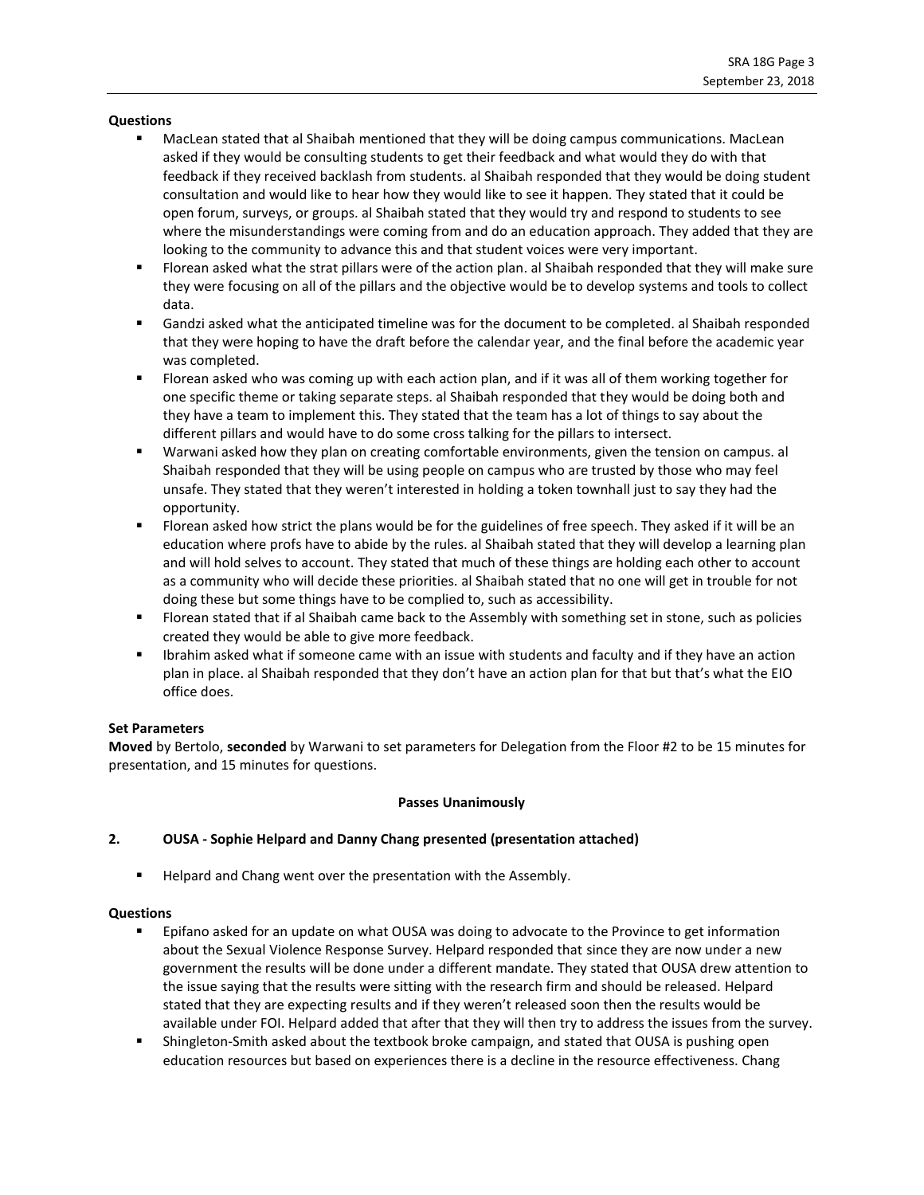**Questions**

- MacLean stated that al Shaibah mentioned that they will be doing campus communications. MacLean asked if they would be consulting students to get their feedback and what would they do with that feedback if they received backlash from students. al Shaibah responded that they would be doing student consultation and would like to hear how they would like to see it happen. They stated that it could be open forum, surveys, or groups. al Shaibah stated that they would try and respond to students to see where the misunderstandings were coming from and do an education approach. They added that they are looking to the community to advance this and that student voices were very important.
- Florean asked what the strat pillars were of the action plan. al Shaibah responded that they will make sure they were focusing on all of the pillars and the objective would be to develop systems and tools to collect data.
- Gandzi asked what the anticipated timeline was for the document to be completed. al Shaibah responded that they were hoping to have the draft before the calendar year, and the final before the academic year was completed.
- Florean asked who was coming up with each action plan, and if it was all of them working together for one specific theme or taking separate steps. al Shaibah responded that they would be doing both and they have a team to implement this. They stated that the team has a lot of things to say about the different pillars and would have to do some cross talking for the pillars to intersect.
- Warwani asked how they plan on creating comfortable environments, given the tension on campus. al Shaibah responded that they will be using people on campus who are trusted by those who may feel unsafe. They stated that they weren't interested in holding a token townhall just to say they had the opportunity.
- Florean asked how strict the plans would be for the guidelines of free speech. They asked if it will be an education where profs have to abide by the rules. al Shaibah stated that they will develop a learning plan and will hold selves to account. They stated that much of these things are holding each other to account as a community who will decide these priorities. al Shaibah stated that no one will get in trouble for not doing these but some things have to be complied to, such as accessibility.
- Florean stated that if al Shaibah came back to the Assembly with something set in stone, such as policies created they would be able to give more feedback.
- Ibrahim asked what if someone came with an issue with students and faculty and if they have an action plan in place. al Shaibah responded that they don't have an action plan for that but that's what the EIO office does.

**Set Parameters**

**Moved** by Bertolo, **seconded** by Warwani to set parameters for Delegation from the Floor #2 to be 15 minutes for presentation, and 15 minutes for questions.

**Passes Unanimously**

**2. OUSA - Sophie Helpard and Danny Chang presented (presentation attached)**

- Helpard and Chang went over the presentation with the Assembly.

**Questions**

- Epifano asked for an update on what OUSA was doing to advocate to the Province to get information about the Sexual Violence Response Survey. Helpard responded that since they are now under a new government the results will be done under a different mandate. They stated that OUSA drew attention to the issue saying that the results were sitting with the research firm and should be released. Helpard stated that they are expecting results and if they weren't released soon then the results would be available under FOI. Helpard added that after that they will then try to address the issues from the survey.
- Shingleton-Smith asked about the textbook broke campaign, and stated that OUSA is pushing open education resources but based on experiences there is a decline in the resource effectiveness. Chang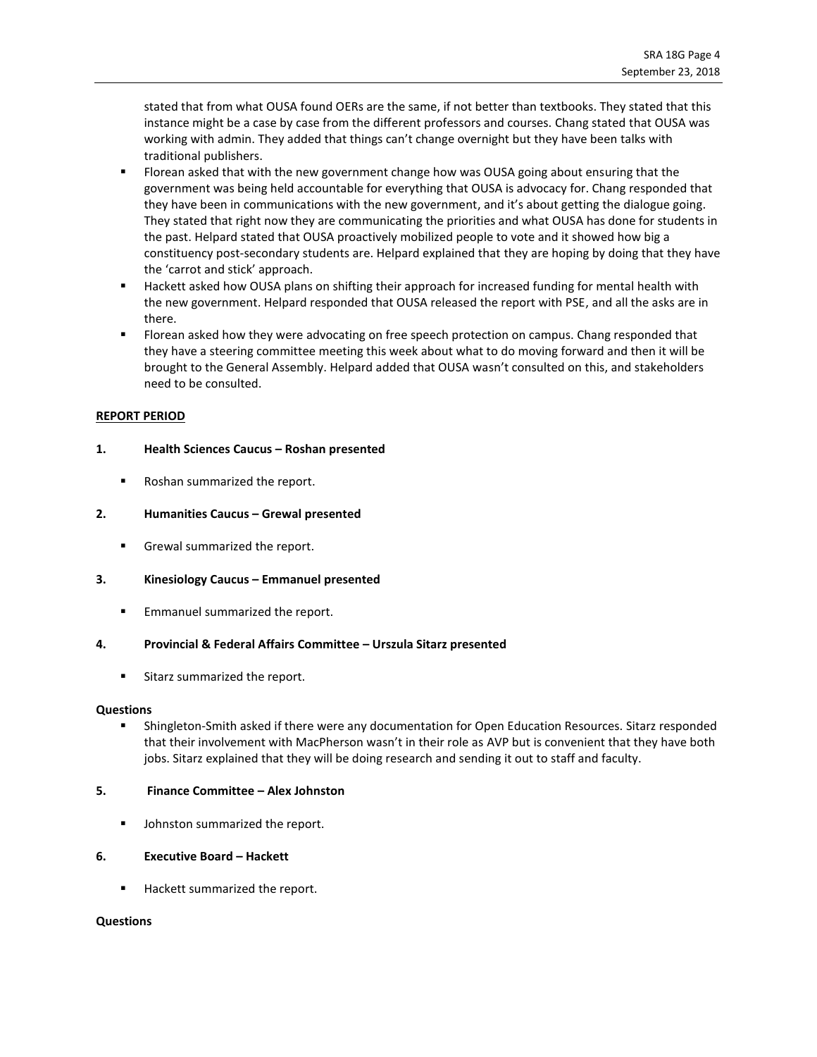stated that from what OUSA found OERs are the same, if not better than textbooks. They stated that this instance might be a case by case from the different professors and courses. Chang stated that OUSA was working with admin. They added that things can't change overnight but they have been talks with traditional publishers.

- Florean asked that with the new government change how was OUSA going about ensuring that the government was being held accountable for everything that OUSA is advocacy for. Chang responded that they have been in communications with the new government, and it's about getting the dialogue going. They stated that right now they are communicating the priorities and what OUSA has done for students in the past. Helpard stated that OUSA proactively mobilized people to vote and it showed how big a constituency post-secondary students are. Helpard explained that they are hoping by doing that they have the 'carrot and stick' approach.
- Hackett asked how OUSA plans on shifting their approach for increased funding for mental health with the new government. Helpard responded that OUSA released the report with PSE, and all the asks are in there.
- Florean asked how they were advocating on free speech protection on campus. Chang responded that they have a steering committee meeting this week about what to do moving forward and then it will be brought to the General Assembly. Helpard added that OUSA wasn't consulted on this, and stakeholders need to be consulted.

**REPORT PERIOD**

**1. Health Sciences Caucus – Roshan presented**

- Roshan summarized the report.

**2. Humanities Caucus – Grewal presented**

- Grewal summarized the report.

**3. Kinesiology Caucus – Emmanuel presented**

- Emmanuel summarized the report.

**4. Provincial & Federal Affairs Committee – Urszula Sitarz presented**

- Sitarz summarized the report.

**Questions**

- Shingleton-Smith asked if there were any documentation for Open Education Resources. Sitarz responded that their involvement with MacPherson wasn't in their role as AVP but is convenient that they have both jobs. Sitarz explained that they will be doing research and sending it out to staff and faculty.

**5. Finance Committee – Alex Johnston**

- Johnston summarized the report.

**6. Executive Board – Hackett**

- Hackett summarized the report.

**Questions**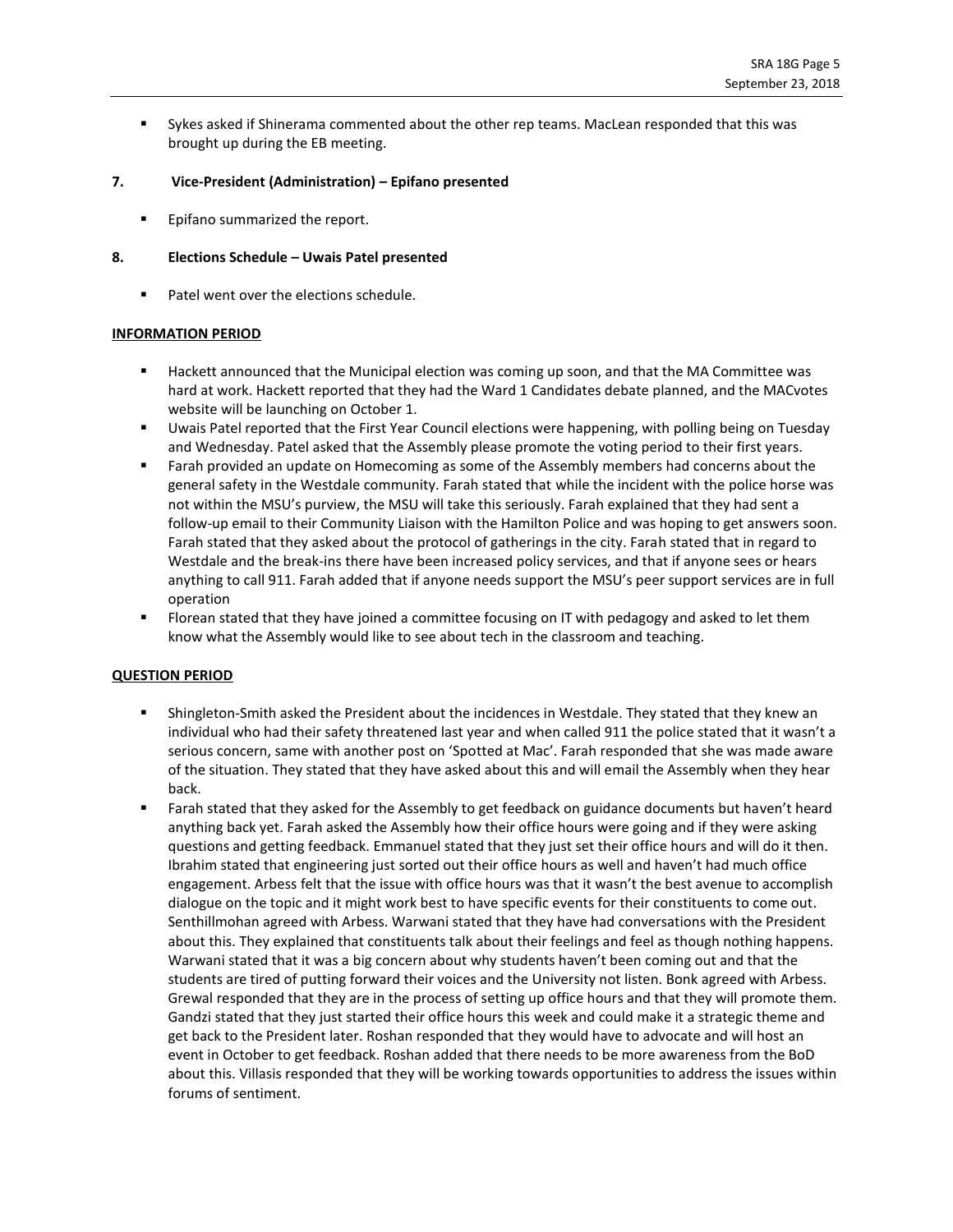- Sykes asked if Shinerama commented about the other rep teams. MacLean responded that this was brought up during the EB meeting.

**7. Vice-President (Administration) – Epifano presented**

- Epifano summarized the report.

**8. Elections Schedule – Uwais Patel presented**

- Patel went over the elections schedule.

**INFORMATION PERIOD**

- Hackett announced that the Municipal election was coming up soon, and that the MA Committee was hard at work. Hackett reported that they had the Ward 1 Candidates debate planned, and the MACvotes website will be launching on October 1.
- Uwais Patel reported that the First Year Council elections were happening, with polling being on Tuesday and Wednesday. Patel asked that the Assembly please promote the voting period to their first years.
- Farah provided an update on Homecoming as some of the Assembly members had concerns about the general safety in the Westdale community. Farah stated that while the incident with the police horse was not within the MSU's purview, the MSU will take this seriously. Farah explained that they had sent a follow-up email to their Community Liaison with the Hamilton Police and was hoping to get answers soon. Farah stated that they asked about the protocol of gatherings in the city. Farah stated that in regard to Westdale and the break-ins there have been increased policy services, and that if anyone sees or hears anything to call 911. Farah added that if anyone needs support the MSU's peer support services are in full operation
- Florean stated that they have joined a committee focusing on IT with pedagogy and asked to let them know what the Assembly would like to see about tech in the classroom and teaching.

**QUESTION PERIOD**

- Shingleton-Smith asked the President about the incidences in Westdale. They stated that they knew an individual who had their safety threatened last year and when called 911 the police stated that it wasn't a serious concern, same with another post on 'Spotted at Mac'. Farah responded that she was made aware of the situation. They stated that they have asked about this and will email the Assembly when they hear back.
- Farah stated that they asked for the Assembly to get feedback on guidance documents but haven't heard anything back yet. Farah asked the Assembly how their office hours were going and if they were asking questions and getting feedback. Emmanuel stated that they just set their office hours and will do it then. Ibrahim stated that engineering just sorted out their office hours as well and haven't had much office engagement. Arbess felt that the issue with office hours was that it wasn't the best avenue to accomplish dialogue on the topic and it might work best to have specific events for their constituents to come out. Senthillmohan agreed with Arbess. Warwani stated that they have had conversations with the President about this. They explained that constituents talk about their feelings and feel as though nothing happens. Warwani stated that it was a big concern about why students haven't been coming out and that the students are tired of putting forward their voices and the University not listen. Bonk agreed with Arbess. Grewal responded that they are in the process of setting up office hours and that they will promote them. Gandzi stated that they just started their office hours this week and could make it a strategic theme and get back to the President later. Roshan responded that they would have to advocate and will host an event in October to get feedback. Roshan added that there needs to be more awareness from the BoD about this. Villasis responded that they will be working towards opportunities to address the issues within forums of sentiment.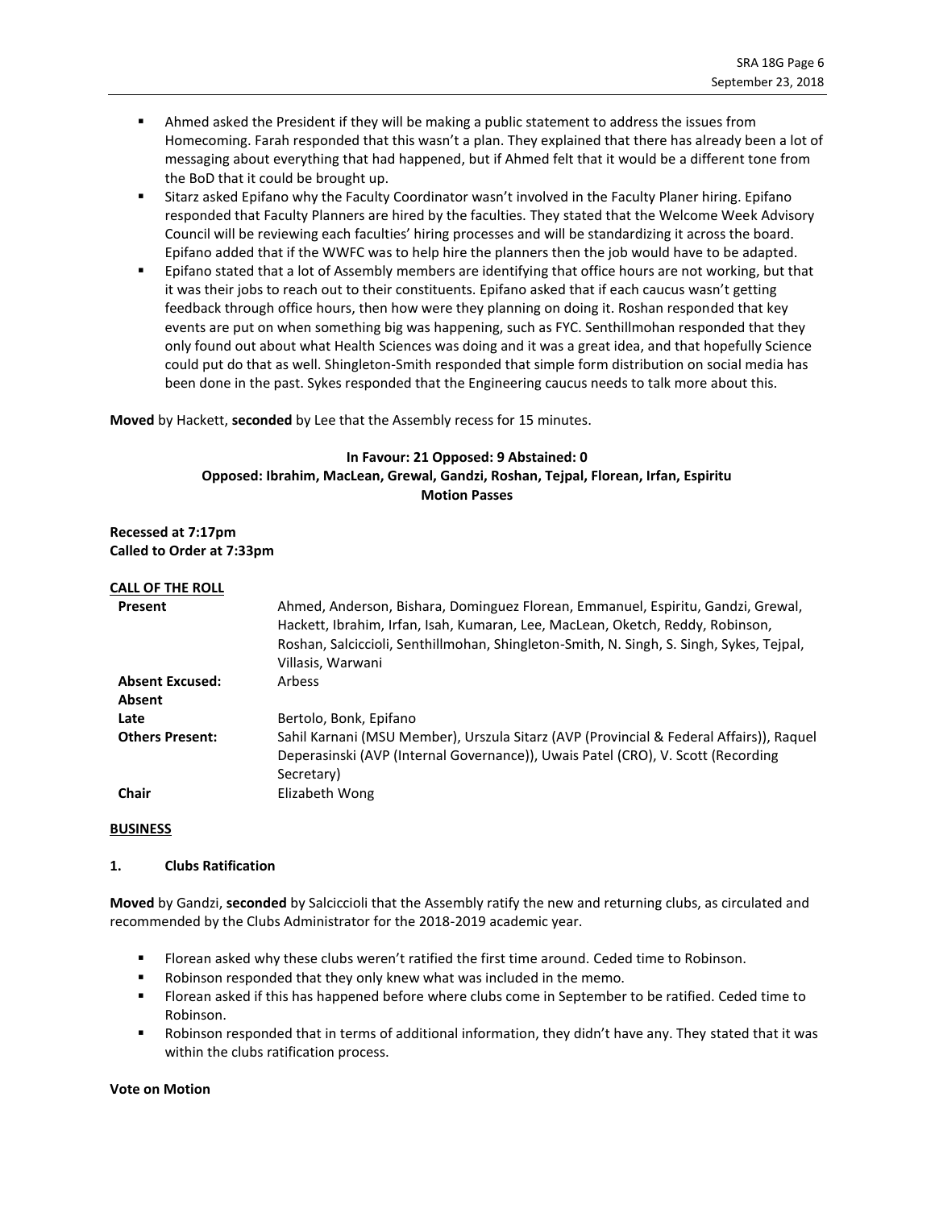- Ahmed asked the President if they will be making a public statement to address the issues from Homecoming. Farah responded that this wasn't a plan. They explained that there has already been a lot of messaging about everything that had happened, but if Ahmed felt that it would be a different tone from the BoD that it could be brought up.
- Sitarz asked Epifano why the Faculty Coordinator wasn't involved in the Faculty Planer hiring. Epifano responded that Faculty Planners are hired by the faculties. They stated that the Welcome Week Advisory Council will be reviewing each faculties' hiring processes and will be standardizing it across the board. Epifano added that if the WWFC was to help hire the planners then the job would have to be adapted.
- Epifano stated that a lot of Assembly members are identifying that office hours are not working, but that it was their jobs to reach out to their constituents. Epifano asked that if each caucus wasn't getting feedback through office hours, then how were they planning on doing it. Roshan responded that key events are put on when something big was happening, such as FYC. Senthillmohan responded that they only found out about what Health Sciences was doing and it was a great idea, and that hopefully Science could put do that as well. Shingleton-Smith responded that simple form distribution on social media has been done in the past. Sykes responded that the Engineering caucus needs to talk more about this.

**Moved** by Hackett, **seconded** by Lee that the Assembly recess for 15 minutes.

**In Favour: 21 Opposed: 9 Abstained: 0**
**Opposed: Ibrahim, MacLean, Grewal, Gandzi, Roshan, Tejpal, Florean, Irfan, Espiritu**
**Motion Passes**

**Recessed at 7:17pm**
**Called to Order at 7:33pm**

**CALL OF THE ROLL**

| | |
|---|---|
| **Present** | Ahmed, Anderson, Bishara, Dominguez Florean, Emmanuel, Espiritu, Gandzi, Grewal, Hackett, Ibrahim, Irfan, Isah, Kumaran, Lee, MacLean, Oketch, Reddy, Robinson, Roshan, Salciccioli, Senthillmohan, Shingleton-Smith, N. Singh, S. Singh, Sykes, Tejpal, Villasis, Warwani |
| **Absent Excused:** | Arbess |
| **Absent** | |
| **Late** | Bertolo, Bonk, Epifano |
| **Others Present:** | Sahil Karnani (MSU Member), Urszula Sitarz (AVP (Provincial & Federal Affairs)), Raquel Deperasinski (AVP (Internal Governance)), Uwais Patel (CRO), V. Scott (Recording Secretary) |
| **Chair** | Elizabeth Wong |

**BUSINESS**

**1. Clubs Ratification**

**Moved** by Gandzi, **seconded** by Salciccioli that the Assembly ratify the new and returning clubs, as circulated and recommended by the Clubs Administrator for the 2018-2019 academic year.

- Florean asked why these clubs weren't ratified the first time around. Ceded time to Robinson.
- Robinson responded that they only knew what was included in the memo.
- Florean asked if this has happened before where clubs come in September to be ratified. Ceded time to Robinson.
- Robinson responded that in terms of additional information, they didn't have any. They stated that it was within the clubs ratification process.

**Vote on Motion**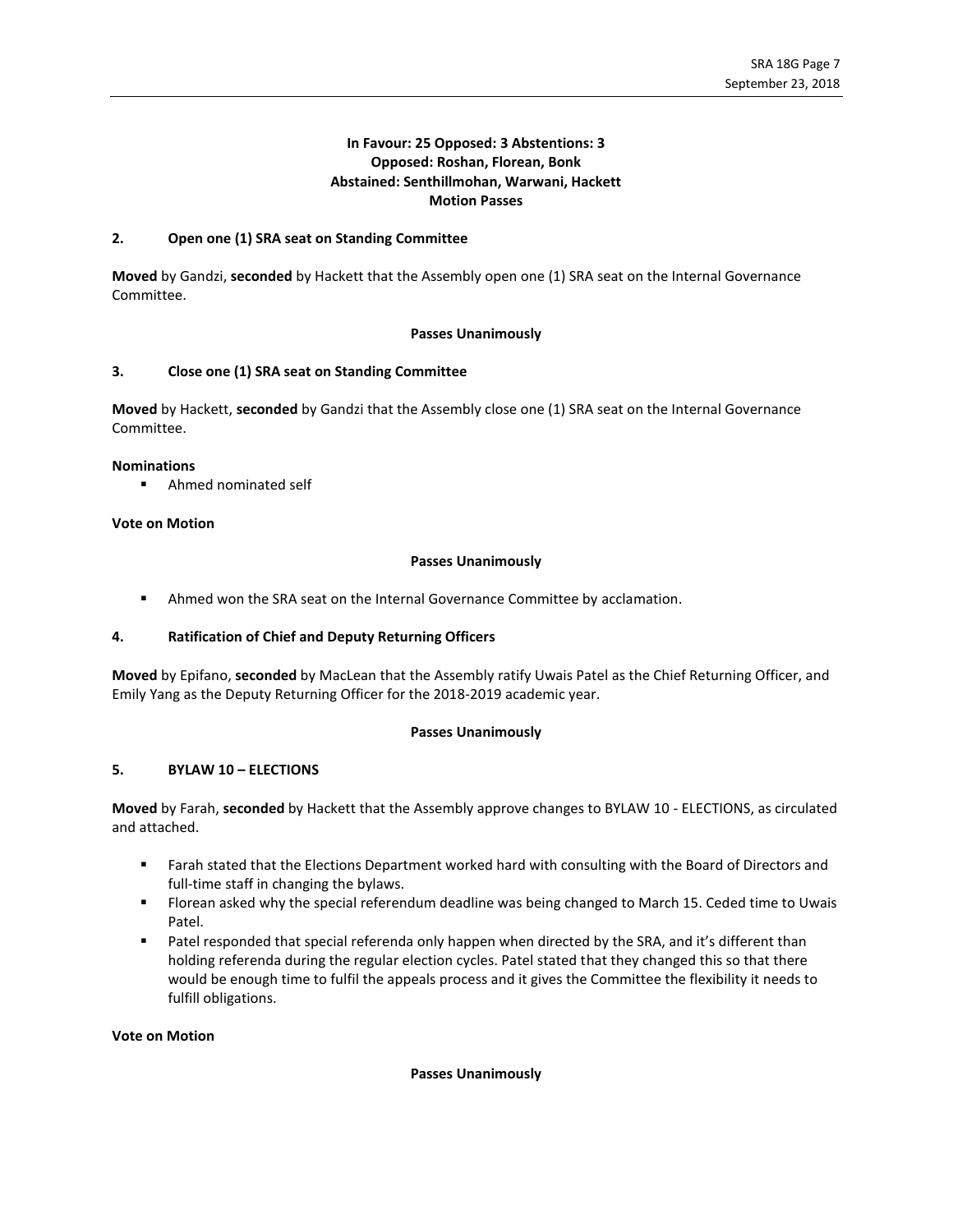**In Favour: 25 Opposed: 3 Abstentions: 3**
**Opposed: Roshan, Florean, Bonk**
**Abstained: Senthillmohan, Warwani, Hackett**
**Motion Passes**

### 2. Open one (1) SRA seat on Standing Committee

**Moved** by Gandzi, **seconded** by Hackett that the Assembly open one (1) SRA seat on the Internal Governance Committee.

**Passes Unanimously**

### 3. Close one (1) SRA seat on Standing Committee

**Moved** by Hackett, **seconded** by Gandzi that the Assembly close one (1) SRA seat on the Internal Governance Committee.

**Nominations**

- Ahmed nominated self

**Vote on Motion**

**Passes Unanimously**

- Ahmed won the SRA seat on the Internal Governance Committee by acclamation.

### 4. Ratification of Chief and Deputy Returning Officers

**Moved** by Epifano, **seconded** by MacLean that the Assembly ratify Uwais Patel as the Chief Returning Officer, and Emily Yang as the Deputy Returning Officer for the 2018-2019 academic year.

**Passes Unanimously**

### 5. BYLAW 10 – ELECTIONS

**Moved** by Farah, **seconded** by Hackett that the Assembly approve changes to BYLAW 10 - ELECTIONS, as circulated and attached.

- Farah stated that the Elections Department worked hard with consulting with the Board of Directors and full-time staff in changing the bylaws.
- Florean asked why the special referendum deadline was being changed to March 15. Ceded time to Uwais Patel.
- Patel responded that special referenda only happen when directed by the SRA, and it's different than holding referenda during the regular election cycles. Patel stated that they changed this so that there would be enough time to fulfil the appeals process and it gives the Committee the flexibility it needs to fulfill obligations.

**Vote on Motion**

**Passes Unanimously**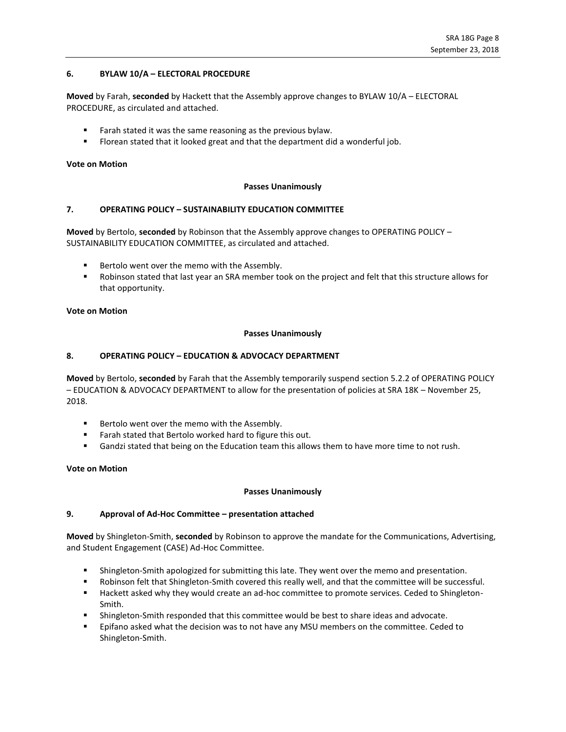### 6. BYLAW 10/A – ELECTORAL PROCEDURE

**Moved** by Farah, **seconded** by Hackett that the Assembly approve changes to BYLAW 10/A – ELECTORAL PROCEDURE, as circulated and attached.

- Farah stated it was the same reasoning as the previous bylaw.
- Florean stated that it looked great and that the department did a wonderful job.

**Vote on Motion**

**Passes Unanimously**

### 7. OPERATING POLICY – SUSTAINABILITY EDUCATION COMMITTEE

**Moved** by Bertolo, **seconded** by Robinson that the Assembly approve changes to OPERATING POLICY – SUSTAINABILITY EDUCATION COMMITTEE, as circulated and attached.

- Bertolo went over the memo with the Assembly.
- Robinson stated that last year an SRA member took on the project and felt that this structure allows for that opportunity.

**Vote on Motion**

**Passes Unanimously**

### 8. OPERATING POLICY – EDUCATION & ADVOCACY DEPARTMENT

**Moved** by Bertolo, **seconded** by Farah that the Assembly temporarily suspend section 5.2.2 of OPERATING POLICY – EDUCATION & ADVOCACY DEPARTMENT to allow for the presentation of policies at SRA 18K – November 25, 2018.

- Bertolo went over the memo with the Assembly.
- Farah stated that Bertolo worked hard to figure this out.
- Gandzi stated that being on the Education team this allows them to have more time to not rush.

**Vote on Motion**

**Passes Unanimously**

### 9. Approval of Ad-Hoc Committee – presentation attached

**Moved** by Shingleton-Smith, **seconded** by Robinson to approve the mandate for the Communications, Advertising, and Student Engagement (CASE) Ad-Hoc Committee.

- Shingleton-Smith apologized for submitting this late. They went over the memo and presentation.
- Robinson felt that Shingleton-Smith covered this really well, and that the committee will be successful.
- Hackett asked why they would create an ad-hoc committee to promote services. Ceded to Shingleton-Smith.
- Shingleton-Smith responded that this committee would be best to share ideas and advocate.
- Epifano asked what the decision was to not have any MSU members on the committee. Ceded to Shingleton-Smith.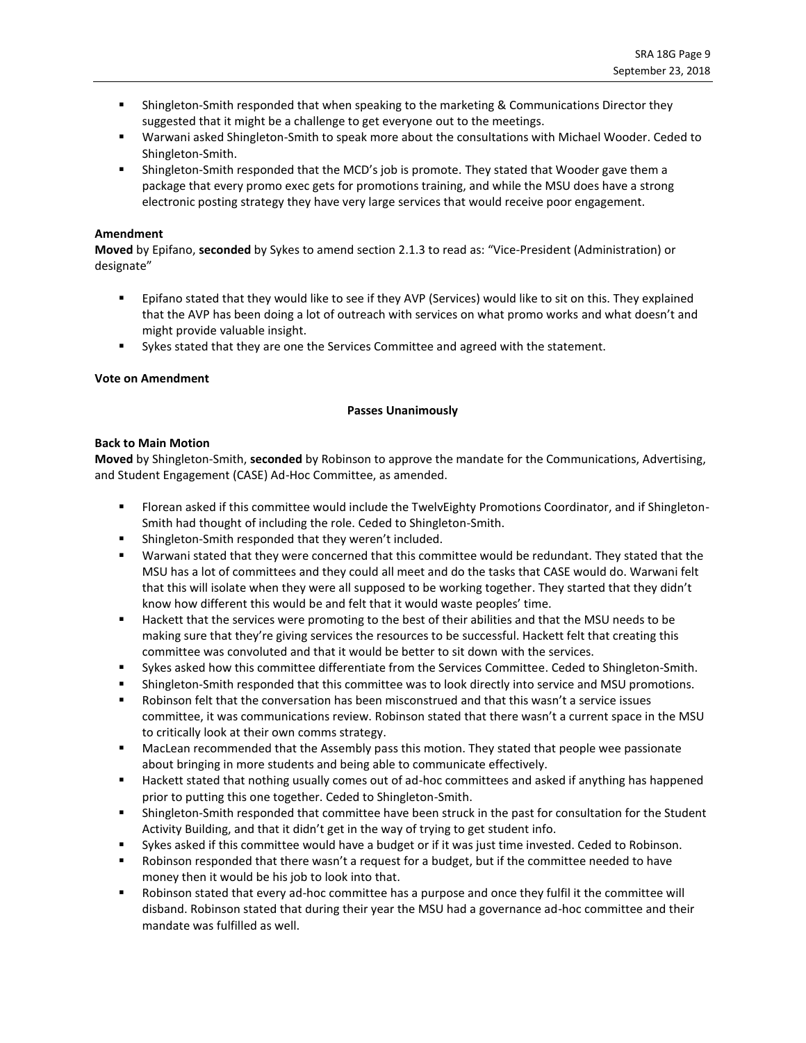- Shingleton-Smith responded that when speaking to the marketing & Communications Director they suggested that it might be a challenge to get everyone out to the meetings.
- Warwani asked Shingleton-Smith to speak more about the consultations with Michael Wooder. Ceded to Shingleton-Smith.
- Shingleton-Smith responded that the MCD's job is promote. They stated that Wooder gave them a package that every promo exec gets for promotions training, and while the MSU does have a strong electronic posting strategy they have very large services that would receive poor engagement.

**Amendment**
**Moved** by Epifano, **seconded** by Sykes to amend section 2.1.3 to read as: "Vice-President (Administration) or designate"

- Epifano stated that they would like to see if they AVP (Services) would like to sit on this. They explained that the AVP has been doing a lot of outreach with services on what promo works and what doesn't and might provide valuable insight.
- Sykes stated that they are one the Services Committee and agreed with the statement.

**Vote on Amendment**

**Passes Unanimously**

**Back to Main Motion**
**Moved** by Shingleton-Smith, **seconded** by Robinson to approve the mandate for the Communications, Advertising, and Student Engagement (CASE) Ad-Hoc Committee, as amended.

- Florean asked if this committee would include the TwelvEighty Promotions Coordinator, and if Shingleton-Smith had thought of including the role. Ceded to Shingleton-Smith.
- Shingleton-Smith responded that they weren't included.
- Warwani stated that they were concerned that this committee would be redundant. They stated that the MSU has a lot of committees and they could all meet and do the tasks that CASE would do. Warwani felt that this will isolate when they were all supposed to be working together. They started that they didn't know how different this would be and felt that it would waste peoples' time.
- Hackett that the services were promoting to the best of their abilities and that the MSU needs to be making sure that they're giving services the resources to be successful. Hackett felt that creating this committee was convoluted and that it would be better to sit down with the services.
- Sykes asked how this committee differentiate from the Services Committee. Ceded to Shingleton-Smith.
- Shingleton-Smith responded that this committee was to look directly into service and MSU promotions.
- Robinson felt that the conversation has been misconstrued and that this wasn't a service issues committee, it was communications review. Robinson stated that there wasn't a current space in the MSU to critically look at their own comms strategy.
- MacLean recommended that the Assembly pass this motion. They stated that people wee passionate about bringing in more students and being able to communicate effectively.
- Hackett stated that nothing usually comes out of ad-hoc committees and asked if anything has happened prior to putting this one together. Ceded to Shingleton-Smith.
- Shingleton-Smith responded that committee have been struck in the past for consultation for the Student Activity Building, and that it didn't get in the way of trying to get student info.
- Sykes asked if this committee would have a budget or if it was just time invested. Ceded to Robinson.
- Robinson responded that there wasn't a request for a budget, but if the committee needed to have money then it would be his job to look into that.
- Robinson stated that every ad-hoc committee has a purpose and once they fulfil it the committee will disband. Robinson stated that during their year the MSU had a governance ad-hoc committee and their mandate was fulfilled as well.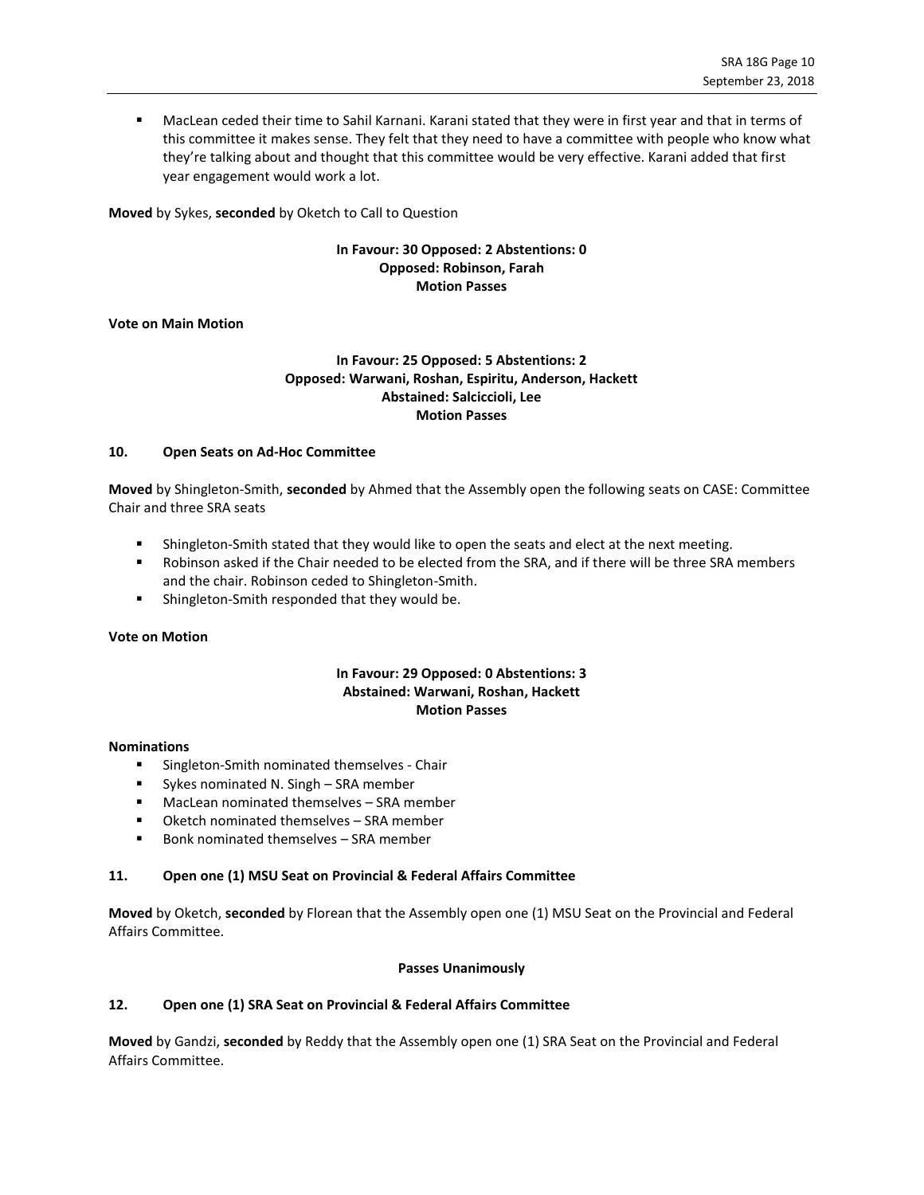- MacLean ceded their time to Sahil Karnani. Karani stated that they were in first year and that in terms of this committee it makes sense. They felt that they need to have a committee with people who know what they're talking about and thought that this committee would be very effective. Karani added that first year engagement would work a lot.

**Moved** by Sykes, **seconded** by Oketch to Call to Question

**In Favour: 30 Opposed: 2 Abstentions: 0**
**Opposed: Robinson, Farah**
**Motion Passes**

**Vote on Main Motion**

**In Favour: 25 Opposed: 5 Abstentions: 2**
**Opposed: Warwani, Roshan, Espiritu, Anderson, Hackett**
**Abstained: Salciccioli, Lee**
**Motion Passes**

### 10. Open Seats on Ad-Hoc Committee

**Moved** by Shingleton-Smith, **seconded** by Ahmed that the Assembly open the following seats on CASE: Committee Chair and three SRA seats

- Shingleton-Smith stated that they would like to open the seats and elect at the next meeting.
- Robinson asked if the Chair needed to be elected from the SRA, and if there will be three SRA members and the chair. Robinson ceded to Shingleton-Smith.
- Shingleton-Smith responded that they would be.

**Vote on Motion**

**In Favour: 29 Opposed: 0 Abstentions: 3**
**Abstained: Warwani, Roshan, Hackett**
**Motion Passes**

**Nominations**

- Singleton-Smith nominated themselves - Chair
- Sykes nominated N. Singh – SRA member
- MacLean nominated themselves – SRA member
- Oketch nominated themselves – SRA member
- Bonk nominated themselves – SRA member

### 11. Open one (1) MSU Seat on Provincial & Federal Affairs Committee

**Moved** by Oketch, **seconded** by Florean that the Assembly open one (1) MSU Seat on the Provincial and Federal Affairs Committee.

**Passes Unanimously**

### 12. Open one (1) SRA Seat on Provincial & Federal Affairs Committee

**Moved** by Gandzi, **seconded** by Reddy that the Assembly open one (1) SRA Seat on the Provincial and Federal Affairs Committee.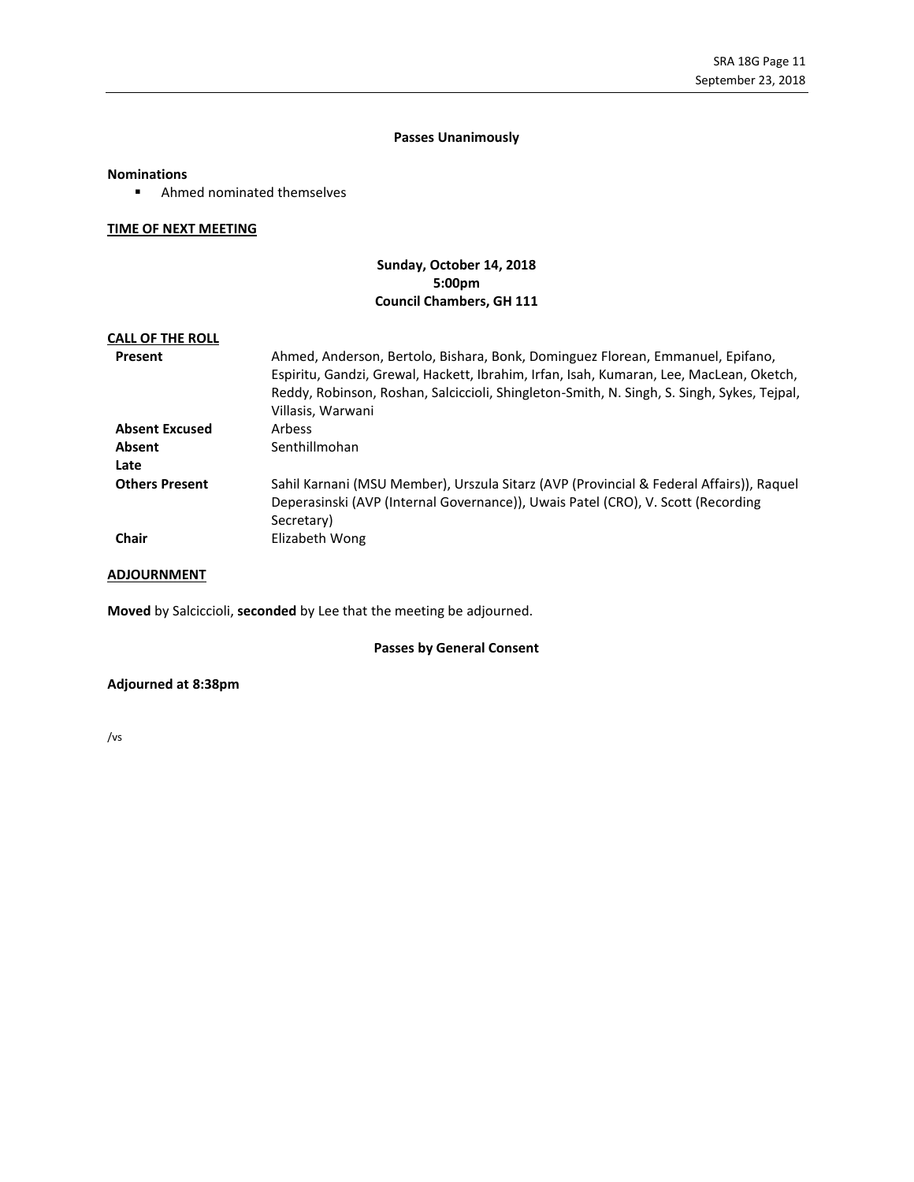**Passes Unanimously**

**Nominations**

- Ahmed nominated themselves

**TIME OF NEXT MEETING**

**Sunday, October 14, 2018**
**5:00pm**
**Council Chambers, GH 111**

**CALL OF THE ROLL**

| | |
|---|---|
| **Present** | Ahmed, Anderson, Bertolo, Bishara, Bonk, Dominguez Florean, Emmanuel, Epifano, Espiritu, Gandzi, Grewal, Hackett, Ibrahim, Irfan, Isah, Kumaran, Lee, MacLean, Oketch, Reddy, Robinson, Roshan, Salciccioli, Shingleton-Smith, N. Singh, S. Singh, Sykes, Tejpal, Villasis, Warwani |
| **Absent Excused** | Arbess |
| **Absent** | Senthillmohan |
| **Late** | |
| **Others Present** | Sahil Karnani (MSU Member), Urszula Sitarz (AVP (Provincial & Federal Affairs)), Raquel Deperasinski (AVP (Internal Governance)), Uwais Patel (CRO), V. Scott (Recording Secretary) |
| **Chair** | Elizabeth Wong |

**ADJOURNMENT**

**Moved** by Salciccioli, **seconded** by Lee that the meeting be adjourned.

**Passes by General Consent**

**Adjourned at 8:38pm**

/vs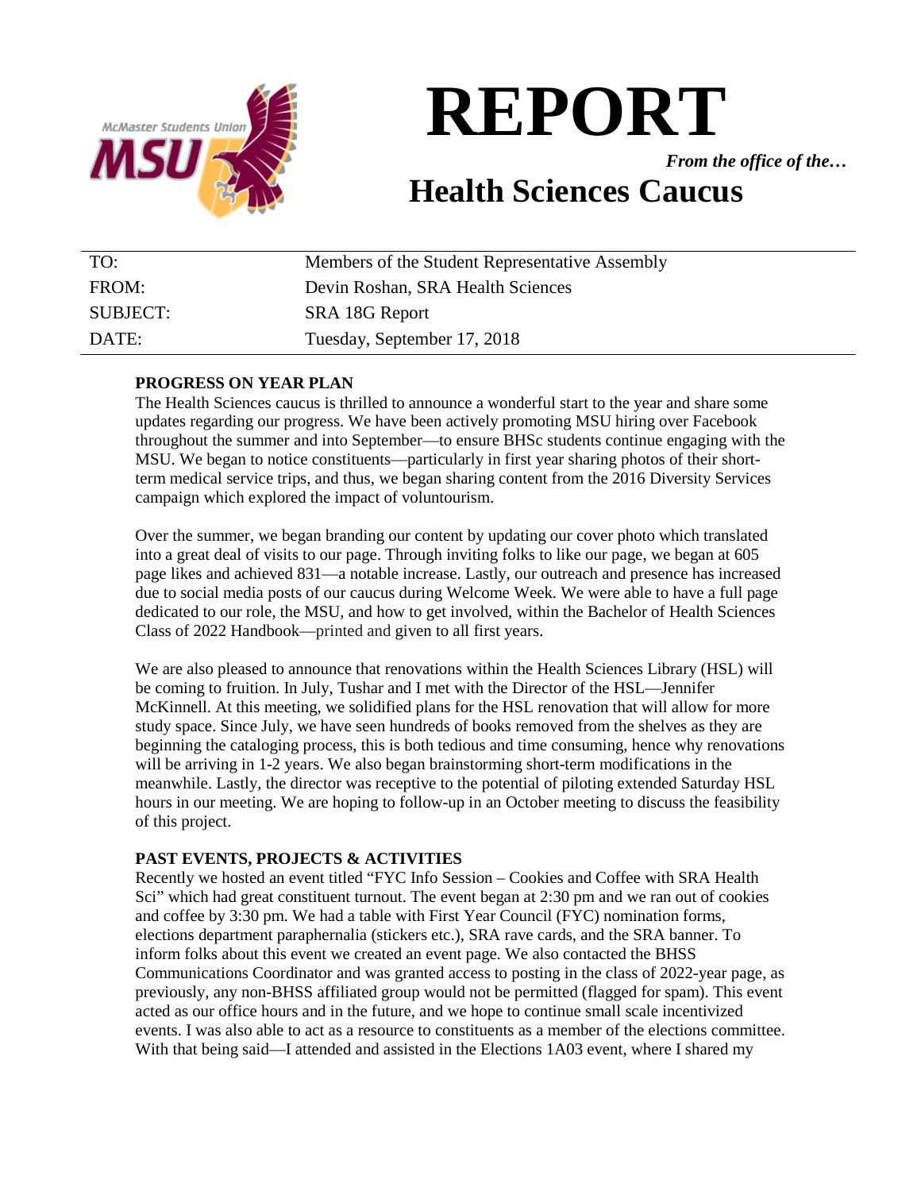# REPORT

*From the office of the…*

## Health Sciences Caucus

| | |
|---|---|
| TO: | Members of the Student Representative Assembly |
| FROM: | Devin Roshan, SRA Health Sciences |
| SUBJECT: | SRA 18G Report |
| DATE: | Tuesday, September 17, 2018 |

**PROGRESS ON YEAR PLAN**

The Health Sciences caucus is thrilled to announce a wonderful start to the year and share some updates regarding our progress. We have been actively promoting MSU hiring over Facebook throughout the summer and into September—to ensure BHSc students continue engaging with the MSU. We began to notice constituents—particularly in first year sharing photos of their short-term medical service trips, and thus, we began sharing content from the 2016 Diversity Services campaign which explored the impact of voluntourism.

Over the summer, we began branding our content by updating our cover photo which translated into a great deal of visits to our page. Through inviting folks to like our page, we began at 605 page likes and achieved 831—a notable increase. Lastly, our outreach and presence has increased due to social media posts of our caucus during Welcome Week. We were able to have a full page dedicated to our role, the MSU, and how to get involved, within the Bachelor of Health Sciences Class of 2022 Handbook—printed and given to all first years.

We are also pleased to announce that renovations within the Health Sciences Library (HSL) will be coming to fruition. In July, Tushar and I met with the Director of the HSL—Jennifer McKinnell. At this meeting, we solidified plans for the HSL renovation that will allow for more study space. Since July, we have seen hundreds of books removed from the shelves as they are beginning the cataloging process, this is both tedious and time consuming, hence why renovations will be arriving in 1-2 years. We also began brainstorming short-term modifications in the meanwhile. Lastly, the director was receptive to the potential of piloting extended Saturday HSL hours in our meeting. We are hoping to follow-up in an October meeting to discuss the feasibility of this project.

**PAST EVENTS, PROJECTS & ACTIVITIES**

Recently we hosted an event titled "FYC Info Session – Cookies and Coffee with SRA Health Sci" which had great constituent turnout. The event began at 2:30 pm and we ran out of cookies and coffee by 3:30 pm. We had a table with First Year Council (FYC) nomination forms, elections department paraphernalia (stickers etc.), SRA rave cards, and the SRA banner. To inform folks about this event we created an event page. We also contacted the BHSS Communications Coordinator and was granted access to posting in the class of 2022-year page, as previously, any non-BHSS affiliated group would not be permitted (flagged for spam). This event acted as our office hours and in the future, and we hope to continue small scale incentivized events. I was also able to act as a resource to constituents as a member of the elections committee. With that being said—I attended and assisted in the Elections 1A03 event, where I shared my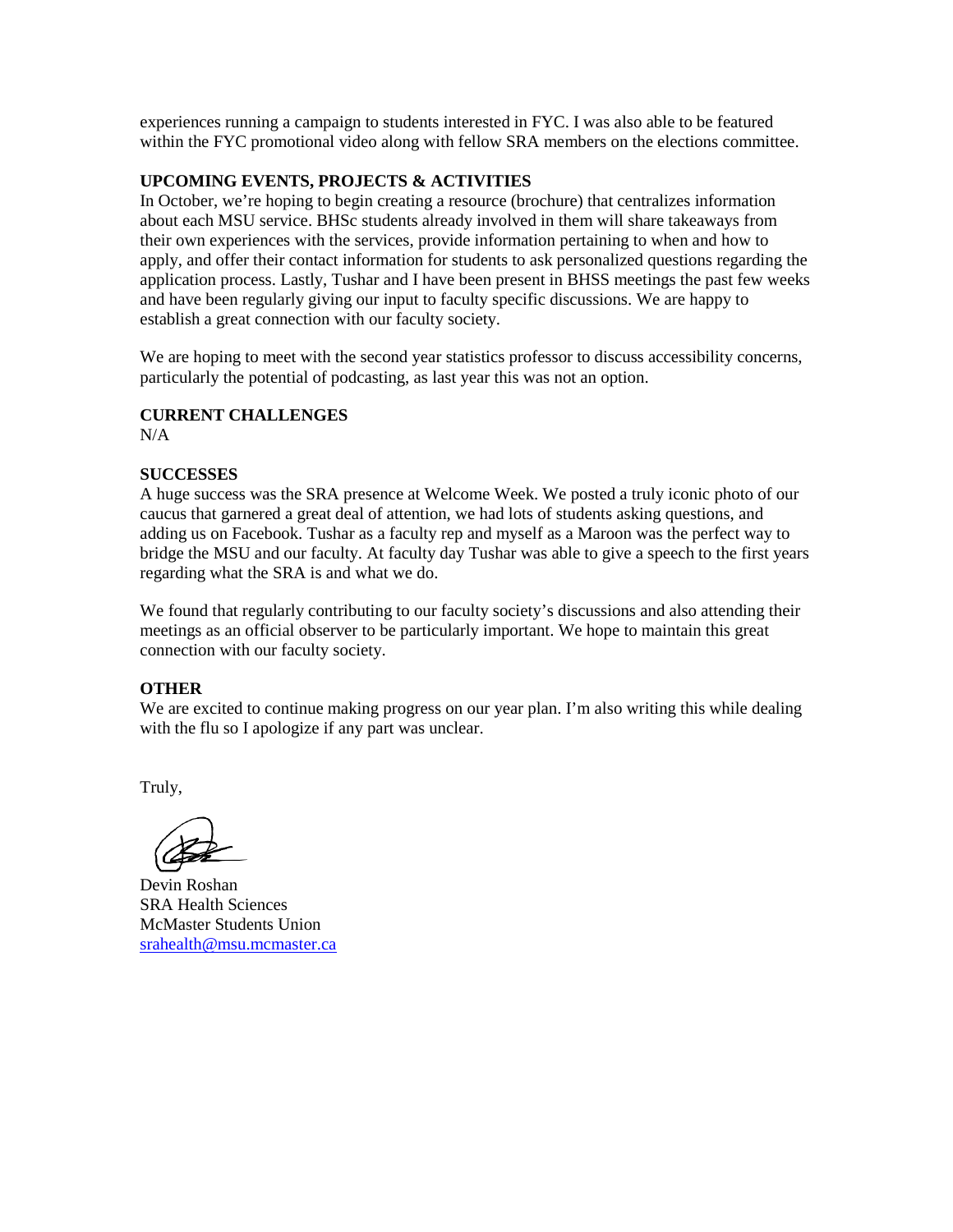experiences running a campaign to students interested in FYC. I was also able to be featured within the FYC promotional video along with fellow SRA members on the elections committee.

**UPCOMING EVENTS, PROJECTS & ACTIVITIES**

In October, we're hoping to begin creating a resource (brochure) that centralizes information about each MSU service. BHSc students already involved in them will share takeaways from their own experiences with the services, provide information pertaining to when and how to apply, and offer their contact information for students to ask personalized questions regarding the application process. Lastly, Tushar and I have been present in BHSS meetings the past few weeks and have been regularly giving our input to faculty specific discussions. We are happy to establish a great connection with our faculty society.

We are hoping to meet with the second year statistics professor to discuss accessibility concerns, particularly the potential of podcasting, as last year this was not an option.

**CURRENT CHALLENGES**

N/A

**SUCCESSES**

A huge success was the SRA presence at Welcome Week. We posted a truly iconic photo of our caucus that garnered a great deal of attention, we had lots of students asking questions, and adding us on Facebook. Tushar as a faculty rep and myself as a Maroon was the perfect way to bridge the MSU and our faculty. At faculty day Tushar was able to give a speech to the first years regarding what the SRA is and what we do.

We found that regularly contributing to our faculty society's discussions and also attending their meetings as an official observer to be particularly important. We hope to maintain this great connection with our faculty society.

**OTHER**

We are excited to continue making progress on our year plan. I'm also writing this while dealing with the flu so I apologize if any part was unclear.

Truly,

Devin Roshan
SRA Health Sciences
McMaster Students Union
srahealth@msu.mcmaster.ca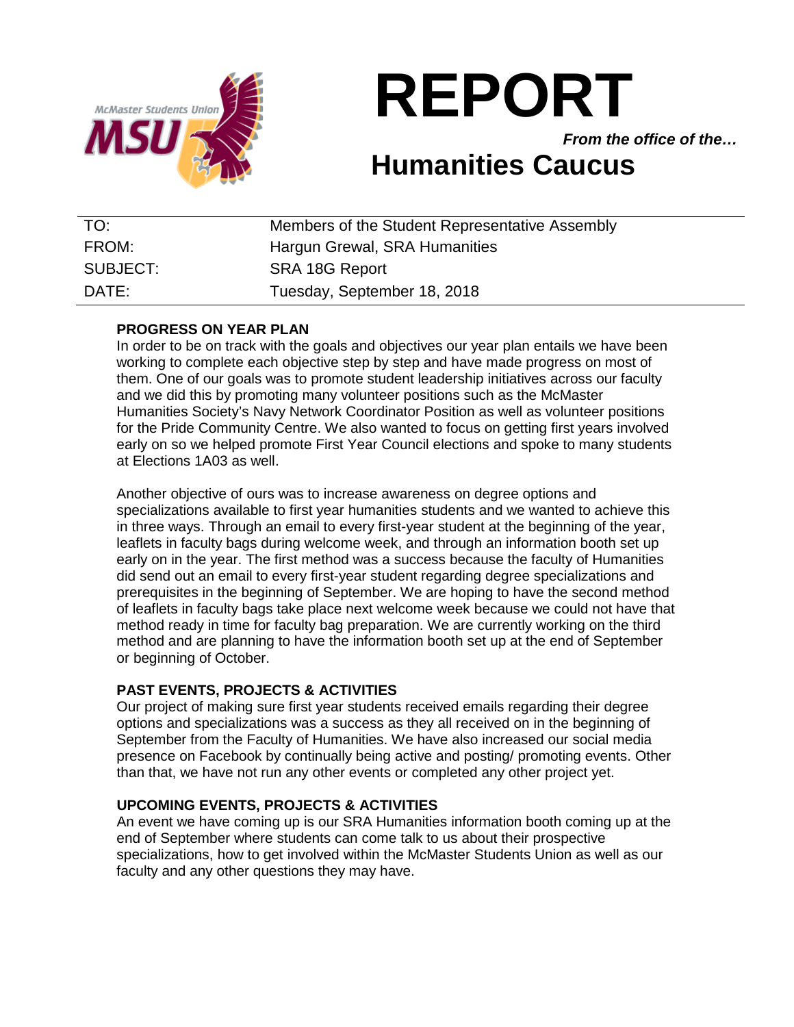# REPORT

***From the office of the…***

## Humanities Caucus

| TO: | Members of the Student Representative Assembly |
|---|---|
| FROM: | Hargun Grewal, SRA Humanities |
| SUBJECT: | SRA 18G Report |
| DATE: | Tuesday, September 18, 2018 |

**PROGRESS ON YEAR PLAN**

In order to be on track with the goals and objectives our year plan entails we have been working to complete each objective step by step and have made progress on most of them. One of our goals was to promote student leadership initiatives across our faculty and we did this by promoting many volunteer positions such as the McMaster Humanities Society's Navy Network Coordinator Position as well as volunteer positions for the Pride Community Centre. We also wanted to focus on getting first years involved early on so we helped promote First Year Council elections and spoke to many students at Elections 1A03 as well.

Another objective of ours was to increase awareness on degree options and specializations available to first year humanities students and we wanted to achieve this in three ways. Through an email to every first-year student at the beginning of the year, leaflets in faculty bags during welcome week, and through an information booth set up early on in the year. The first method was a success because the faculty of Humanities did send out an email to every first-year student regarding degree specializations and prerequisites in the beginning of September. We are hoping to have the second method of leaflets in faculty bags take place next welcome week because we could not have that method ready in time for faculty bag preparation. We are currently working on the third method and are planning to have the information booth set up at the end of September or beginning of October.

**PAST EVENTS, PROJECTS & ACTIVITIES**

Our project of making sure first year students received emails regarding their degree options and specializations was a success as they all received on in the beginning of September from the Faculty of Humanities. We have also increased our social media presence on Facebook by continually being active and posting/ promoting events. Other than that, we have not run any other events or completed any other project yet.

**UPCOMING EVENTS, PROJECTS & ACTIVITIES**

An event we have coming up is our SRA Humanities information booth coming up at the end of September where students can come talk to us about their prospective specializations, how to get involved within the McMaster Students Union as well as our faculty and any other questions they may have.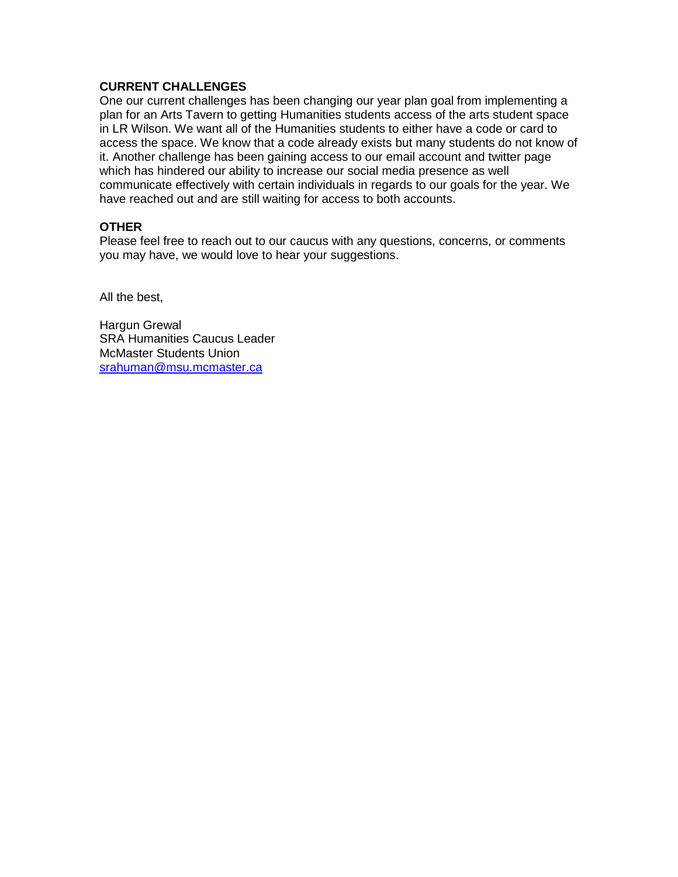**CURRENT CHALLENGES**

One our current challenges has been changing our year plan goal from implementing a plan for an Arts Tavern to getting Humanities students access of the arts student space in LR Wilson. We want all of the Humanities students to either have a code or card to access the space. We know that a code already exists but many students do not know of it. Another challenge has been gaining access to our email account and twitter page which has hindered our ability to increase our social media presence as well communicate effectively with certain individuals in regards to our goals for the year. We have reached out and are still waiting for access to both accounts.

**OTHER**

Please feel free to reach out to our caucus with any questions, concerns, or comments you may have, we would love to hear your suggestions.

All the best,

Hargun Grewal
SRA Humanities Caucus Leader
McMaster Students Union
srahuman@msu.mcmaster.ca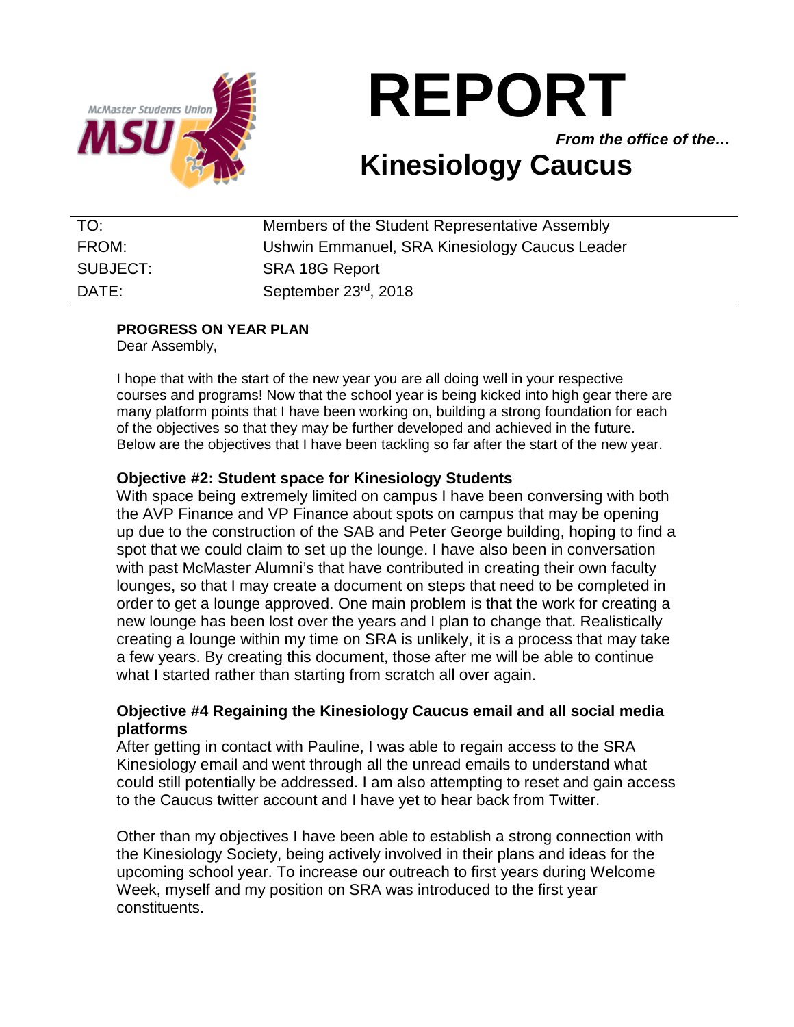# REPORT

***From the office of the…***

## Kinesiology Caucus

| | |
|---|---|
| TO: | Members of the Student Representative Assembly |
| FROM: | Ushwin Emmanuel, SRA Kinesiology Caucus Leader |
| SUBJECT: | SRA 18G Report |
| DATE: | September 23rd, 2018 |

**PROGRESS ON YEAR PLAN**

Dear Assembly,

I hope that with the start of the new year you are all doing well in your respective courses and programs! Now that the school year is being kicked into high gear there are many platform points that I have been working on, building a strong foundation for each of the objectives so that they may be further developed and achieved in the future. Below are the objectives that I have been tackling so far after the start of the new year.

**Objective #2: Student space for Kinesiology Students**

With space being extremely limited on campus I have been conversing with both the AVP Finance and VP Finance about spots on campus that may be opening up due to the construction of the SAB and Peter George building, hoping to find a spot that we could claim to set up the lounge. I have also been in conversation with past McMaster Alumni's that have contributed in creating their own faculty lounges, so that I may create a document on steps that need to be completed in order to get a lounge approved. One main problem is that the work for creating a new lounge has been lost over the years and I plan to change that. Realistically creating a lounge within my time on SRA is unlikely, it is a process that may take a few years. By creating this document, those after me will be able to continue what I started rather than starting from scratch all over again.

**Objective #4 Regaining the Kinesiology Caucus email and all social media platforms**

After getting in contact with Pauline, I was able to regain access to the SRA Kinesiology email and went through all the unread emails to understand what could still potentially be addressed. I am also attempting to reset and gain access to the Caucus twitter account and I have yet to hear back from Twitter.

Other than my objectives I have been able to establish a strong connection with the Kinesiology Society, being actively involved in their plans and ideas for the upcoming school year. To increase our outreach to first years during Welcome Week, myself and my position on SRA was introduced to the first year constituents.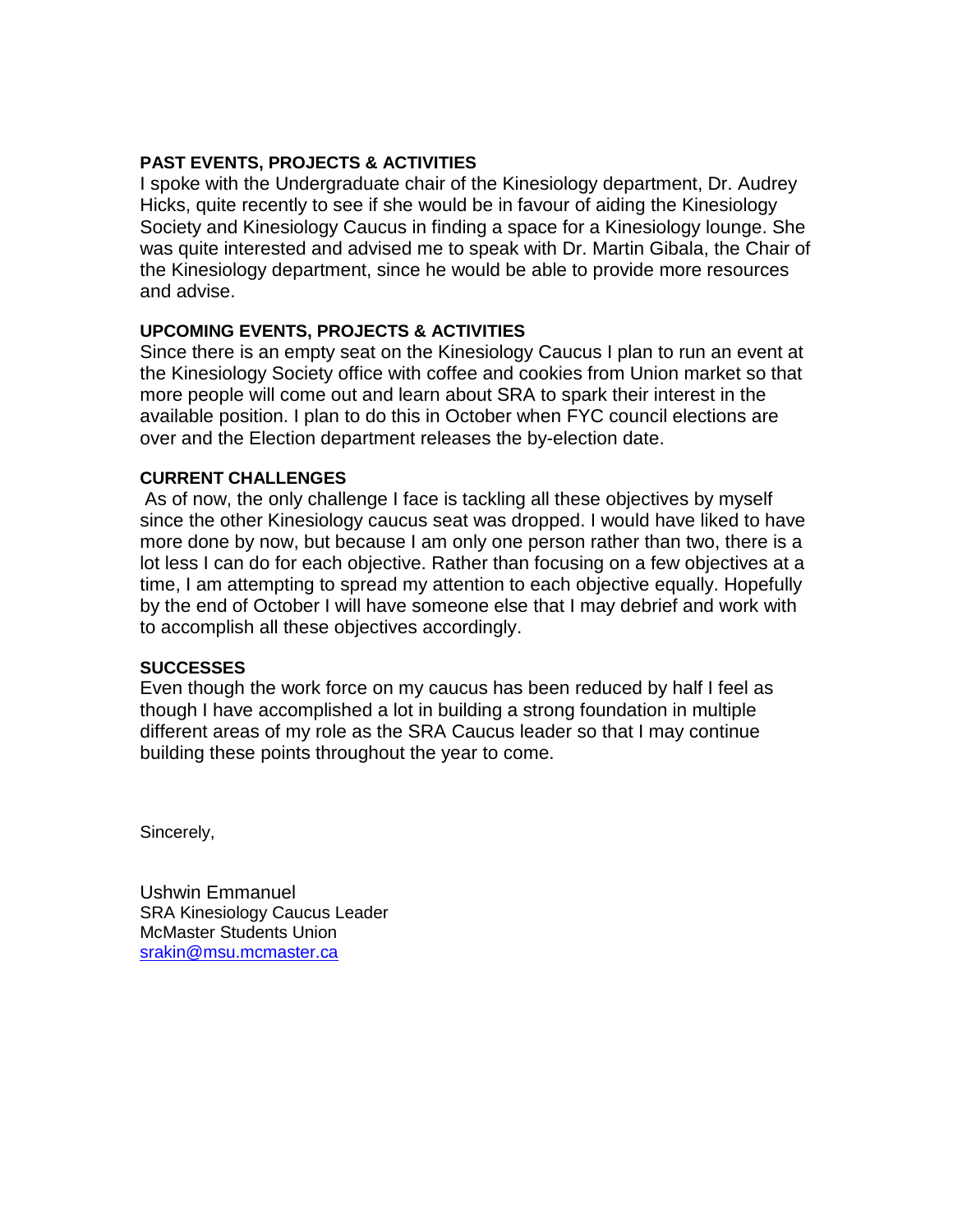**PAST EVENTS, PROJECTS & ACTIVITIES**

I spoke with the Undergraduate chair of the Kinesiology department, Dr. Audrey Hicks, quite recently to see if she would be in favour of aiding the Kinesiology Society and Kinesiology Caucus in finding a space for a Kinesiology lounge. She was quite interested and advised me to speak with Dr. Martin Gibala, the Chair of the Kinesiology department, since he would be able to provide more resources and advise.

**UPCOMING EVENTS, PROJECTS & ACTIVITIES**

Since there is an empty seat on the Kinesiology Caucus I plan to run an event at the Kinesiology Society office with coffee and cookies from Union market so that more people will come out and learn about SRA to spark their interest in the available position. I plan to do this in October when FYC council elections are over and the Election department releases the by-election date.

**CURRENT CHALLENGES**

As of now, the only challenge I face is tackling all these objectives by myself since the other Kinesiology caucus seat was dropped. I would have liked to have more done by now, but because I am only one person rather than two, there is a lot less I can do for each objective. Rather than focusing on a few objectives at a time, I am attempting to spread my attention to each objective equally. Hopefully by the end of October I will have someone else that I may debrief and work with to accomplish all these objectives accordingly.

**SUCCESSES**

Even though the work force on my caucus has been reduced by half I feel as though I have accomplished a lot in building a strong foundation in multiple different areas of my role as the SRA Caucus leader so that I may continue building these points throughout the year to come.

Sincerely,

Ushwin Emmanuel
SRA Kinesiology Caucus Leader
McMaster Students Union
srakin@msu.mcmaster.ca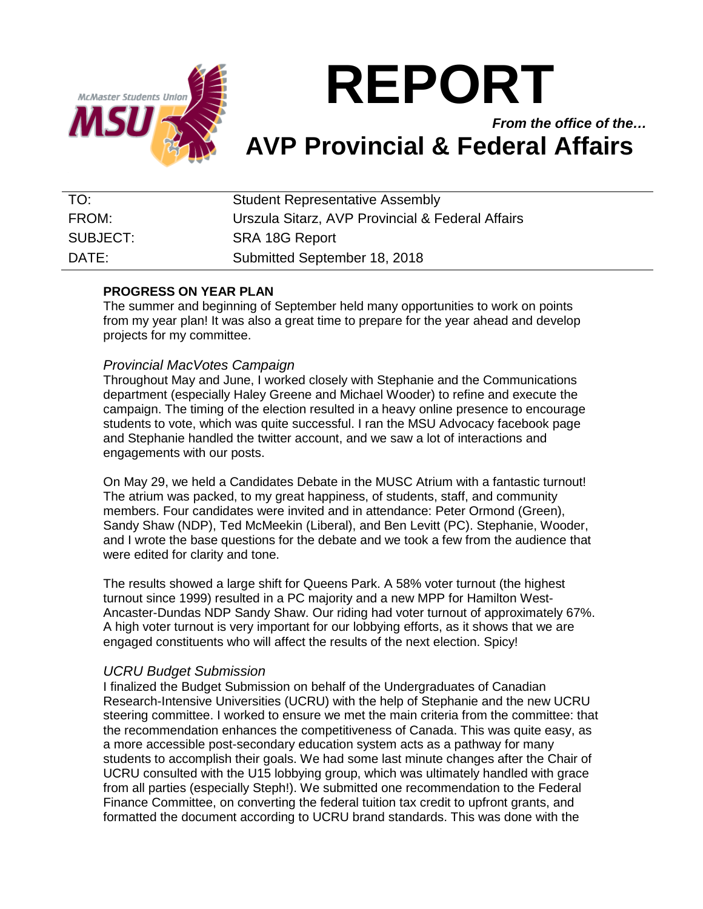# REPORT

***From the office of the…***

# AVP Provincial & Federal Affairs

| | |
|---|---|
| TO: | Student Representative Assembly |
| FROM: | Urszula Sitarz, AVP Provincial & Federal Affairs |
| SUBJECT: | SRA 18G Report |
| DATE: | Submitted September 18, 2018 |

**PROGRESS ON YEAR PLAN**

The summer and beginning of September held many opportunities to work on points from my year plan! It was also a great time to prepare for the year ahead and develop projects for my committee.

*Provincial MacVotes Campaign*

Throughout May and June, I worked closely with Stephanie and the Communications department (especially Haley Greene and Michael Wooder) to refine and execute the campaign. The timing of the election resulted in a heavy online presence to encourage students to vote, which was quite successful. I ran the MSU Advocacy facebook page and Stephanie handled the twitter account, and we saw a lot of interactions and engagements with our posts.

On May 29, we held a Candidates Debate in the MUSC Atrium with a fantastic turnout! The atrium was packed, to my great happiness, of students, staff, and community members. Four candidates were invited and in attendance: Peter Ormond (Green), Sandy Shaw (NDP), Ted McMeekin (Liberal), and Ben Levitt (PC). Stephanie, Wooder, and I wrote the base questions for the debate and we took a few from the audience that were edited for clarity and tone.

The results showed a large shift for Queens Park. A 58% voter turnout (the highest turnout since 1999) resulted in a PC majority and a new MPP for Hamilton West-Ancaster-Dundas NDP Sandy Shaw. Our riding had voter turnout of approximately 67%. A high voter turnout is very important for our lobbying efforts, as it shows that we are engaged constituents who will affect the results of the next election. Spicy!

*UCRU Budget Submission*

I finalized the Budget Submission on behalf of the Undergraduates of Canadian Research-Intensive Universities (UCRU) with the help of Stephanie and the new UCRU steering committee. I worked to ensure we met the main criteria from the committee: that the recommendation enhances the competitiveness of Canada. This was quite easy, as a more accessible post-secondary education system acts as a pathway for many students to accomplish their goals. We had some last minute changes after the Chair of UCRU consulted with the U15 lobbying group, which was ultimately handled with grace from all parties (especially Steph!). We submitted one recommendation to the Federal Finance Committee, on converting the federal tuition tax credit to upfront grants, and formatted the document according to UCRU brand standards. This was done with the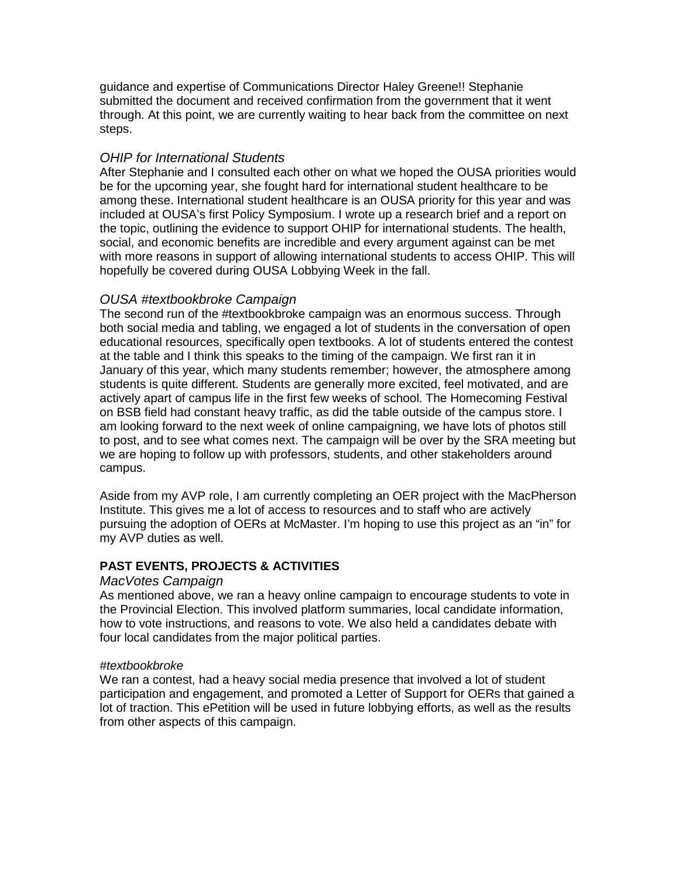guidance and expertise of Communications Director Haley Greene!! Stephanie submitted the document and received confirmation from the government that it went through. At this point, we are currently waiting to hear back from the committee on next steps.

### *OHIP for International Students*

After Stephanie and I consulted each other on what we hoped the OUSA priorities would be for the upcoming year, she fought hard for international student healthcare to be among these. International student healthcare is an OUSA priority for this year and was included at OUSA's first Policy Symposium. I wrote up a research brief and a report on the topic, outlining the evidence to support OHIP for international students. The health, social, and economic benefits are incredible and every argument against can be met with more reasons in support of allowing international students to access OHIP. This will hopefully be covered during OUSA Lobbying Week in the fall.

### *OUSA #textbookbroke Campaign*

The second run of the #textbookbroke campaign was an enormous success. Through both social media and tabling, we engaged a lot of students in the conversation of open educational resources, specifically open textbooks. A lot of students entered the contest at the table and I think this speaks to the timing of the campaign. We first ran it in January of this year, which many students remember; however, the atmosphere among students is quite different. Students are generally more excited, feel motivated, and are actively apart of campus life in the first few weeks of school. The Homecoming Festival on BSB field had constant heavy traffic, as did the table outside of the campus store. I am looking forward to the next week of online campaigning, we have lots of photos still to post, and to see what comes next. The campaign will be over by the SRA meeting but we are hoping to follow up with professors, students, and other stakeholders around campus.

Aside from my AVP role, I am currently completing an OER project with the MacPherson Institute. This gives me a lot of access to resources and to staff who are actively pursuing the adoption of OERs at McMaster. I'm hoping to use this project as an "in" for my AVP duties as well.

## **PAST EVENTS, PROJECTS & ACTIVITIES**

### *MacVotes Campaign*

As mentioned above, we ran a heavy online campaign to encourage students to vote in the Provincial Election. This involved platform summaries, local candidate information, how to vote instructions, and reasons to vote. We also held a candidates debate with four local candidates from the major political parties.

*#textbookbroke*

We ran a contest, had a heavy social media presence that involved a lot of student participation and engagement, and promoted a Letter of Support for OERs that gained a lot of traction. This ePetition will be used in future lobbying efforts, as well as the results from other aspects of this campaign.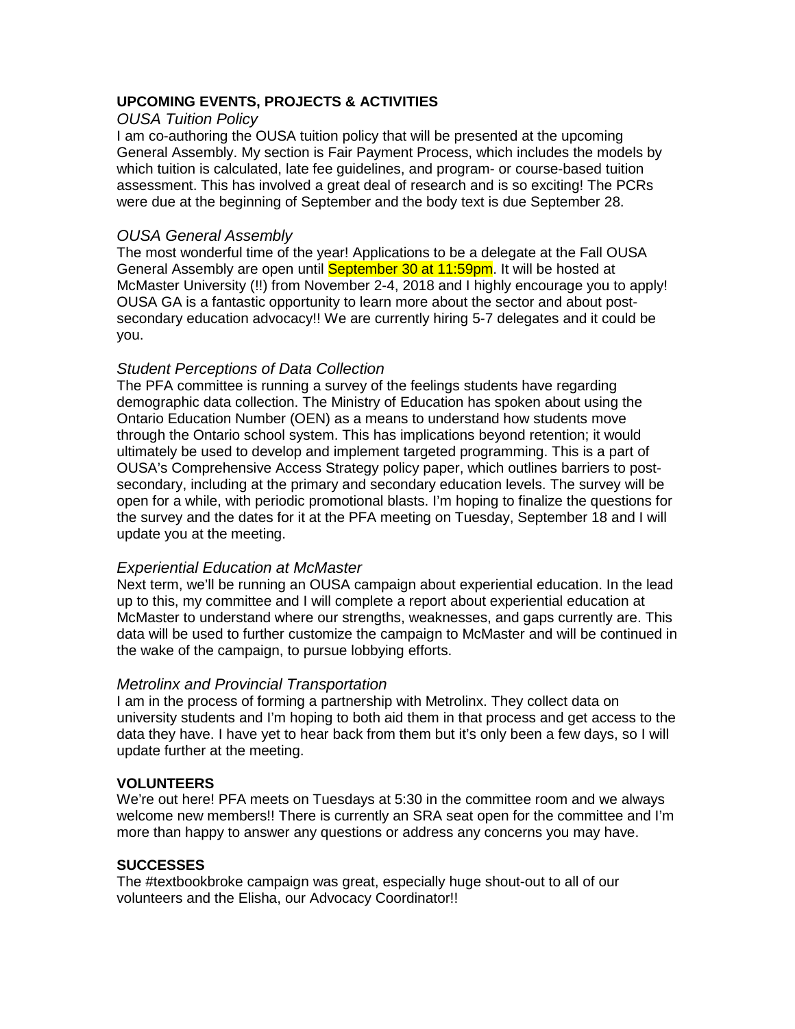## UPCOMING EVENTS, PROJECTS & ACTIVITIES

### *OUSA Tuition Policy*

I am co-authoring the OUSA tuition policy that will be presented at the upcoming General Assembly. My section is Fair Payment Process, which includes the models by which tuition is calculated, late fee guidelines, and program- or course-based tuition assessment. This has involved a great deal of research and is so exciting! The PCRs were due at the beginning of September and the body text is due September 28.

### *OUSA General Assembly*

The most wonderful time of the year! Applications to be a delegate at the Fall OUSA General Assembly are open until September 30 at 11:59pm. It will be hosted at McMaster University (!!) from November 2-4, 2018 and I highly encourage you to apply! OUSA GA is a fantastic opportunity to learn more about the sector and about post-secondary education advocacy!! We are currently hiring 5-7 delegates and it could be you.

### *Student Perceptions of Data Collection*

The PFA committee is running a survey of the feelings students have regarding demographic data collection. The Ministry of Education has spoken about using the Ontario Education Number (OEN) as a means to understand how students move through the Ontario school system. This has implications beyond retention; it would ultimately be used to develop and implement targeted programming. This is a part of OUSA's Comprehensive Access Strategy policy paper, which outlines barriers to post-secondary, including at the primary and secondary education levels. The survey will be open for a while, with periodic promotional blasts. I'm hoping to finalize the questions for the survey and the dates for it at the PFA meeting on Tuesday, September 18 and I will update you at the meeting.

### *Experiential Education at McMaster*

Next term, we'll be running an OUSA campaign about experiential education. In the lead up to this, my committee and I will complete a report about experiential education at McMaster to understand where our strengths, weaknesses, and gaps currently are. This data will be used to further customize the campaign to McMaster and will be continued in the wake of the campaign, to pursue lobbying efforts.

### *Metrolinx and Provincial Transportation*

I am in the process of forming a partnership with Metrolinx. They collect data on university students and I'm hoping to both aid them in that process and get access to the data they have. I have yet to hear back from them but it's only been a few days, so I will update further at the meeting.

## VOLUNTEERS

We're out here! PFA meets on Tuesdays at 5:30 in the committee room and we always welcome new members!! There is currently an SRA seat open for the committee and I'm more than happy to answer any questions or address any concerns you may have.

## SUCCESSES

The #textbookbroke campaign was great, especially huge shout-out to all of our volunteers and the Elisha, our Advocacy Coordinator!!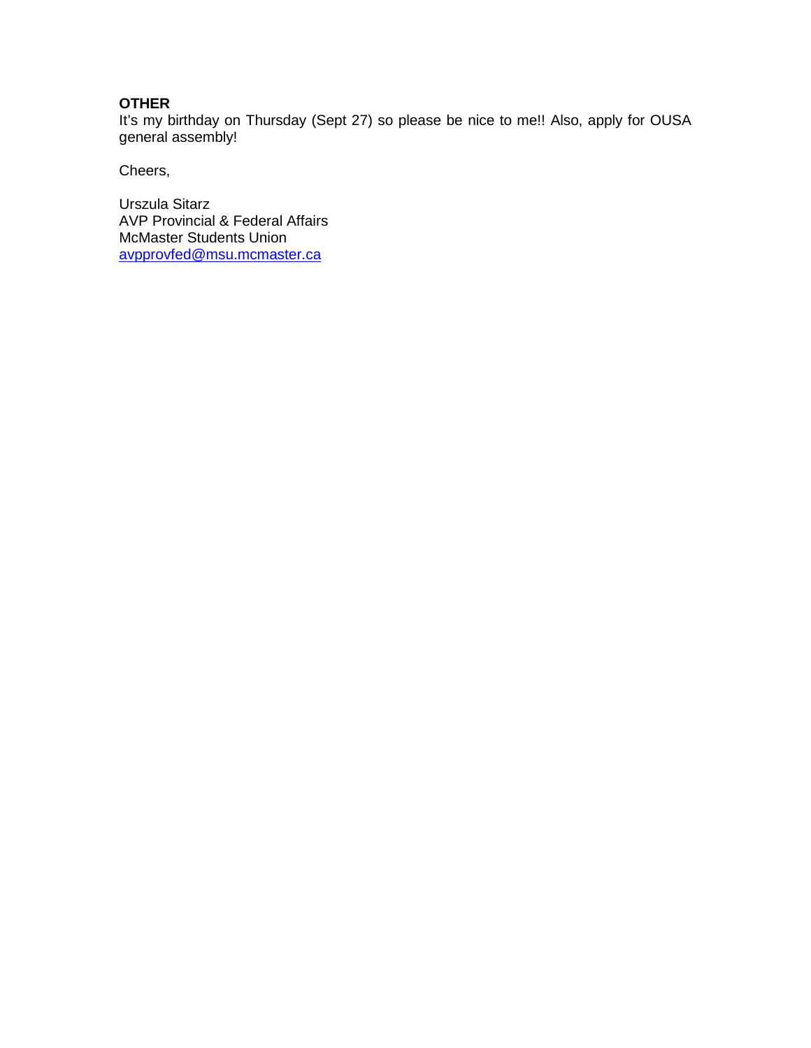**OTHER**

It's my birthday on Thursday (Sept 27) so please be nice to me!! Also, apply for OUSA general assembly!

Cheers,

Urszula Sitarz
AVP Provincial & Federal Affairs
McMaster Students Union
avpprovfed@msu.mcmaster.ca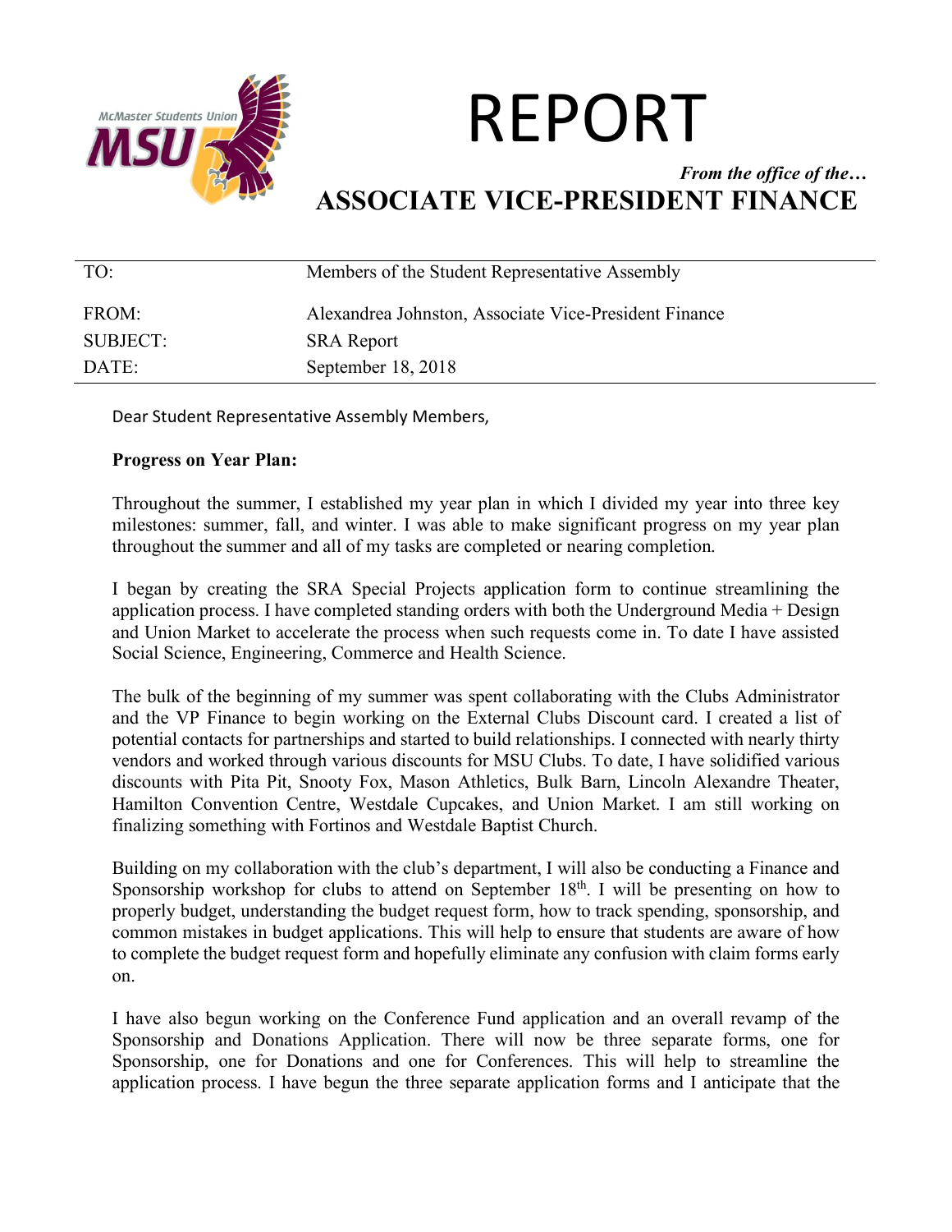# REPORT

*From the office of the…*

## ASSOCIATE VICE-PRESIDENT FINANCE

| | |
|---|---|
| TO: | Members of the Student Representative Assembly |
| FROM: | Alexandrea Johnston, Associate Vice-President Finance |
| SUBJECT: | SRA Report |
| DATE: | September 18, 2018 |

Dear Student Representative Assembly Members,

**Progress on Year Plan:**

Throughout the summer, I established my year plan in which I divided my year into three key milestones: summer, fall, and winter. I was able to make significant progress on my year plan throughout the summer and all of my tasks are completed or nearing completion.

I began by creating the SRA Special Projects application form to continue streamlining the application process. I have completed standing orders with both the Underground Media + Design and Union Market to accelerate the process when such requests come in. To date I have assisted Social Science, Engineering, Commerce and Health Science.

The bulk of the beginning of my summer was spent collaborating with the Clubs Administrator and the VP Finance to begin working on the External Clubs Discount card. I created a list of potential contacts for partnerships and started to build relationships. I connected with nearly thirty vendors and worked through various discounts for MSU Clubs. To date, I have solidified various discounts with Pita Pit, Snooty Fox, Mason Athletics, Bulk Barn, Lincoln Alexandre Theater, Hamilton Convention Centre, Westdale Cupcakes, and Union Market. I am still working on finalizing something with Fortinos and Westdale Baptist Church.

Building on my collaboration with the club's department, I will also be conducting a Finance and Sponsorship workshop for clubs to attend on September 18th. I will be presenting on how to properly budget, understanding the budget request form, how to track spending, sponsorship, and common mistakes in budget applications. This will help to ensure that students are aware of how to complete the budget request form and hopefully eliminate any confusion with claim forms early on.

I have also begun working on the Conference Fund application and an overall revamp of the Sponsorship and Donations Application. There will now be three separate forms, one for Sponsorship, one for Donations and one for Conferences. This will help to streamline the application process. I have begun the three separate application forms and I anticipate that the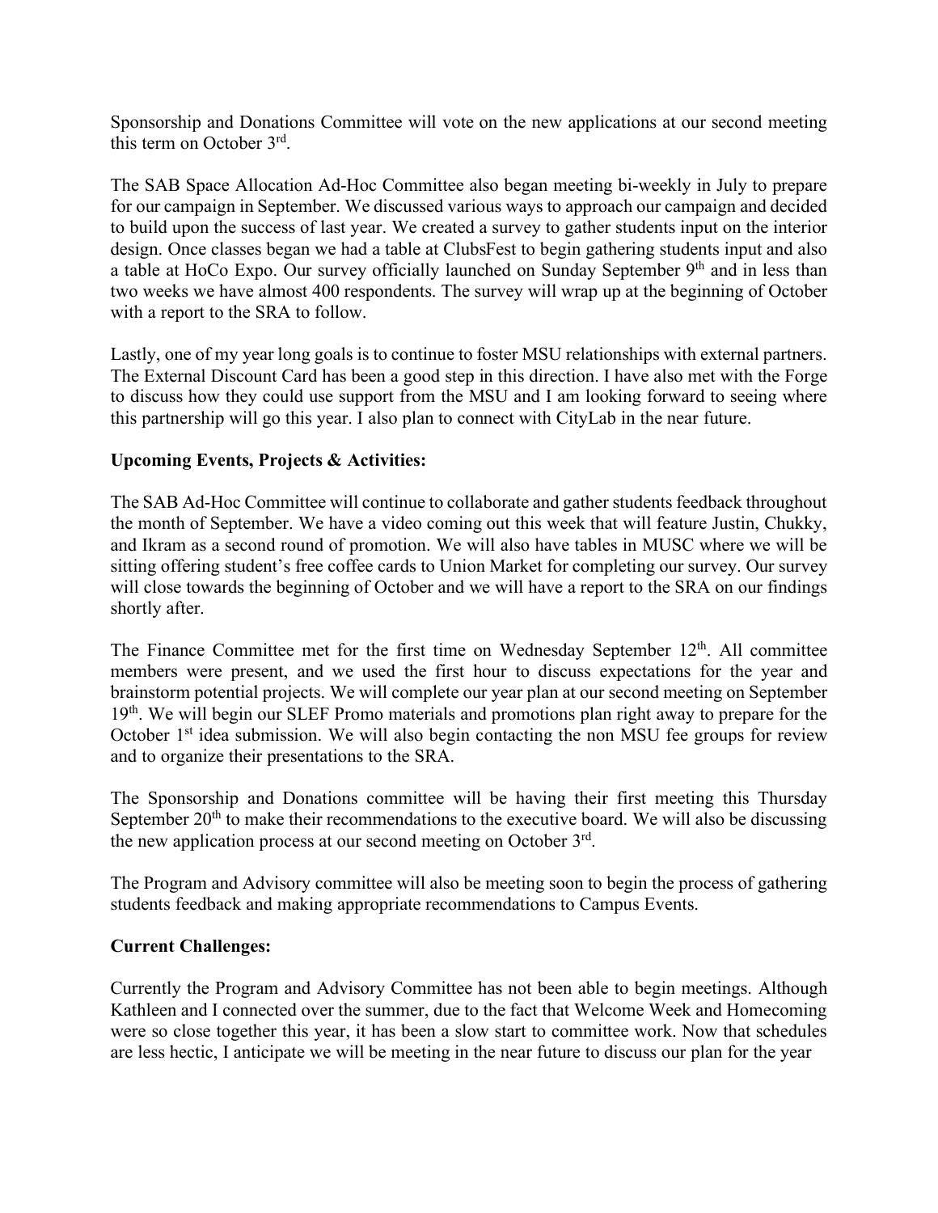Sponsorship and Donations Committee will vote on the new applications at our second meeting this term on October 3rd.

The SAB Space Allocation Ad-Hoc Committee also began meeting bi-weekly in July to prepare for our campaign in September. We discussed various ways to approach our campaign and decided to build upon the success of last year. We created a survey to gather students input on the interior design. Once classes began we had a table at ClubsFest to begin gathering students input and also a table at HoCo Expo. Our survey officially launched on Sunday September 9th and in less than two weeks we have almost 400 respondents. The survey will wrap up at the beginning of October with a report to the SRA to follow.

Lastly, one of my year long goals is to continue to foster MSU relationships with external partners. The External Discount Card has been a good step in this direction. I have also met with the Forge to discuss how they could use support from the MSU and I am looking forward to seeing where this partnership will go this year. I also plan to connect with CityLab in the near future.

**Upcoming Events, Projects & Activities:**

The SAB Ad-Hoc Committee will continue to collaborate and gather students feedback throughout the month of September. We have a video coming out this week that will feature Justin, Chukky, and Ikram as a second round of promotion. We will also have tables in MUSC where we will be sitting offering student's free coffee cards to Union Market for completing our survey. Our survey will close towards the beginning of October and we will have a report to the SRA on our findings shortly after.

The Finance Committee met for the first time on Wednesday September 12th. All committee members were present, and we used the first hour to discuss expectations for the year and brainstorm potential projects. We will complete our year plan at our second meeting on September 19th. We will begin our SLEF Promo materials and promotions plan right away to prepare for the October 1st idea submission. We will also begin contacting the non MSU fee groups for review and to organize their presentations to the SRA.

The Sponsorship and Donations committee will be having their first meeting this Thursday September 20th to make their recommendations to the executive board. We will also be discussing the new application process at our second meeting on October 3rd.

The Program and Advisory committee will also be meeting soon to begin the process of gathering students feedback and making appropriate recommendations to Campus Events.

**Current Challenges:**

Currently the Program and Advisory Committee has not been able to begin meetings. Although Kathleen and I connected over the summer, due to the fact that Welcome Week and Homecoming were so close together this year, it has been a slow start to committee work. Now that schedules are less hectic, I anticipate we will be meeting in the near future to discuss our plan for the year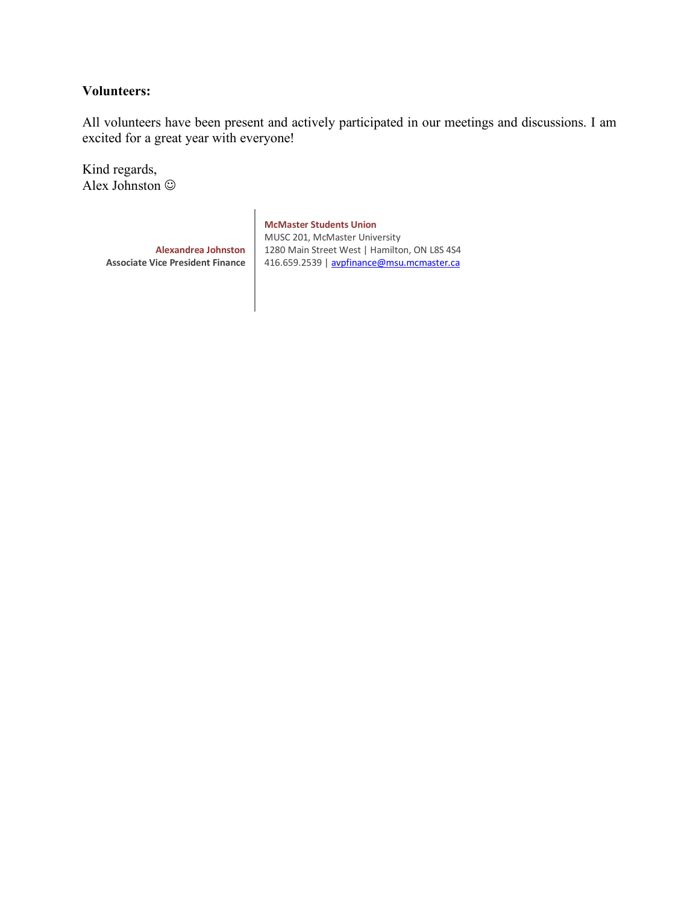**Volunteers:**

All volunteers have been present and actively participated in our meetings and discussions. I am excited for a great year with everyone!

Kind regards,
Alex Johnston ☺

**Alexandrea Johnston**
**Associate Vice President Finance**

**McMaster Students Union**
MUSC 201, McMaster University
1280 Main Street West | Hamilton, ON L8S 4S4
416.659.2539 | avpfinance@msu.mcmaster.ca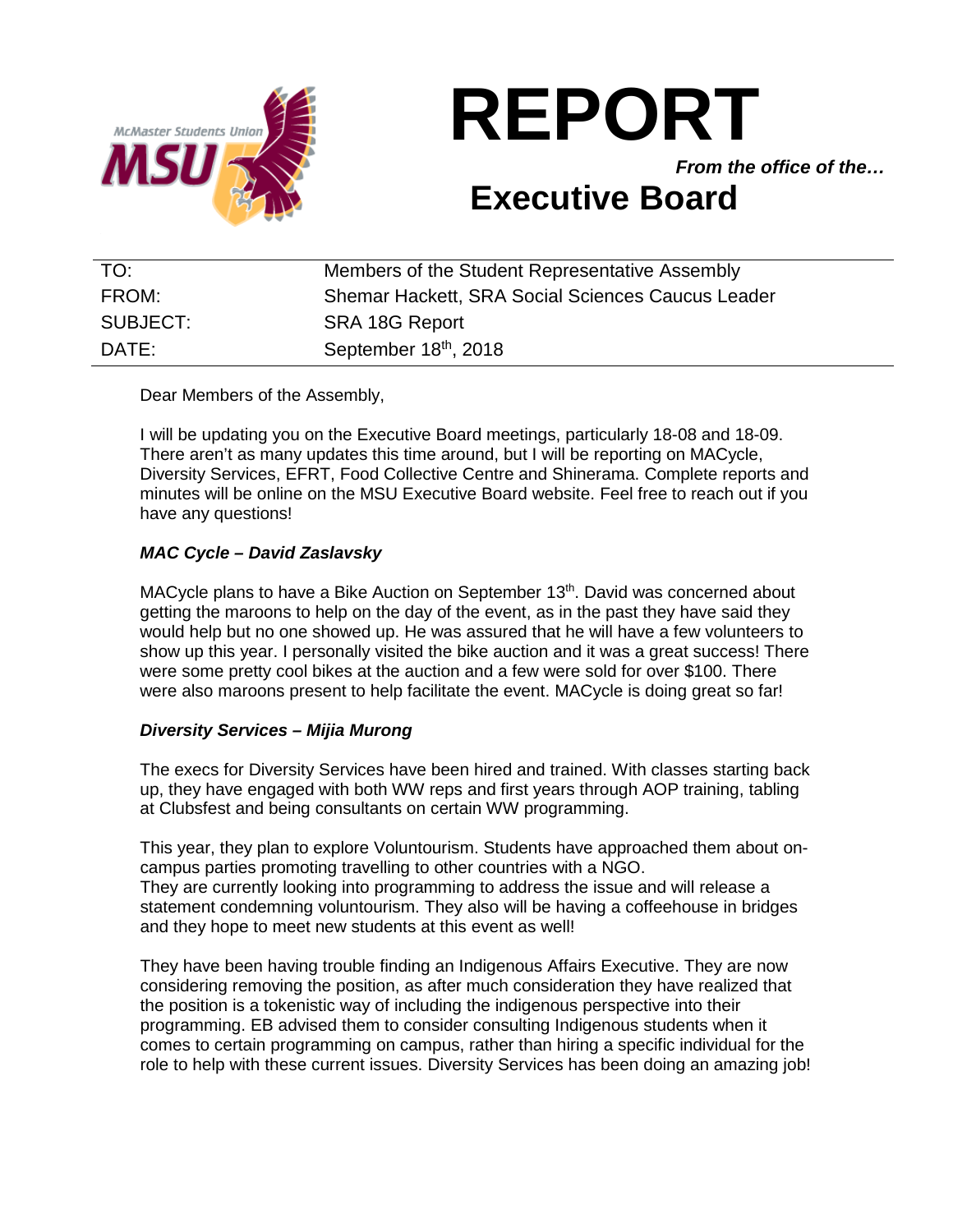# REPORT

***From the office of the…***

# Executive Board

| | |
|---|---|
| TO: | Members of the Student Representative Assembly |
| FROM: | Shemar Hackett, SRA Social Sciences Caucus Leader |
| SUBJECT: | SRA 18G Report |
| DATE: | September 18th, 2018 |

Dear Members of the Assembly,

I will be updating you on the Executive Board meetings, particularly 18-08 and 18-09. There aren't as many updates this time around, but I will be reporting on MACycle, Diversity Services, EFRT, Food Collective Centre and Shinerama. Complete reports and minutes will be online on the MSU Executive Board website. Feel free to reach out if you have any questions!

***MAC Cycle – David Zaslavsky***

MACycle plans to have a Bike Auction on September 13th. David was concerned about getting the maroons to help on the day of the event, as in the past they have said they would help but no one showed up. He was assured that he will have a few volunteers to show up this year. I personally visited the bike auction and it was a great success! There were some pretty cool bikes at the auction and a few were sold for over $100. There were also maroons present to help facilitate the event. MACycle is doing great so far!

***Diversity Services – Mijia Murong***

The execs for Diversity Services have been hired and trained. With classes starting back up, they have engaged with both WW reps and first years through AOP training, tabling at Clubsfest and being consultants on certain WW programming.

This year, they plan to explore Voluntourism. Students have approached them about on-campus parties promoting travelling to other countries with a NGO.
They are currently looking into programming to address the issue and will release a statement condemning voluntourism. They also will be having a coffeehouse in bridges and they hope to meet new students at this event as well!

They have been having trouble finding an Indigenous Affairs Executive. They are now considering removing the position, as after much consideration they have realized that the position is a tokenistic way of including the indigenous perspective into their programming. EB advised them to consider consulting Indigenous students when it comes to certain programming on campus, rather than hiring a specific individual for the role to help with these current issues. Diversity Services has been doing an amazing job!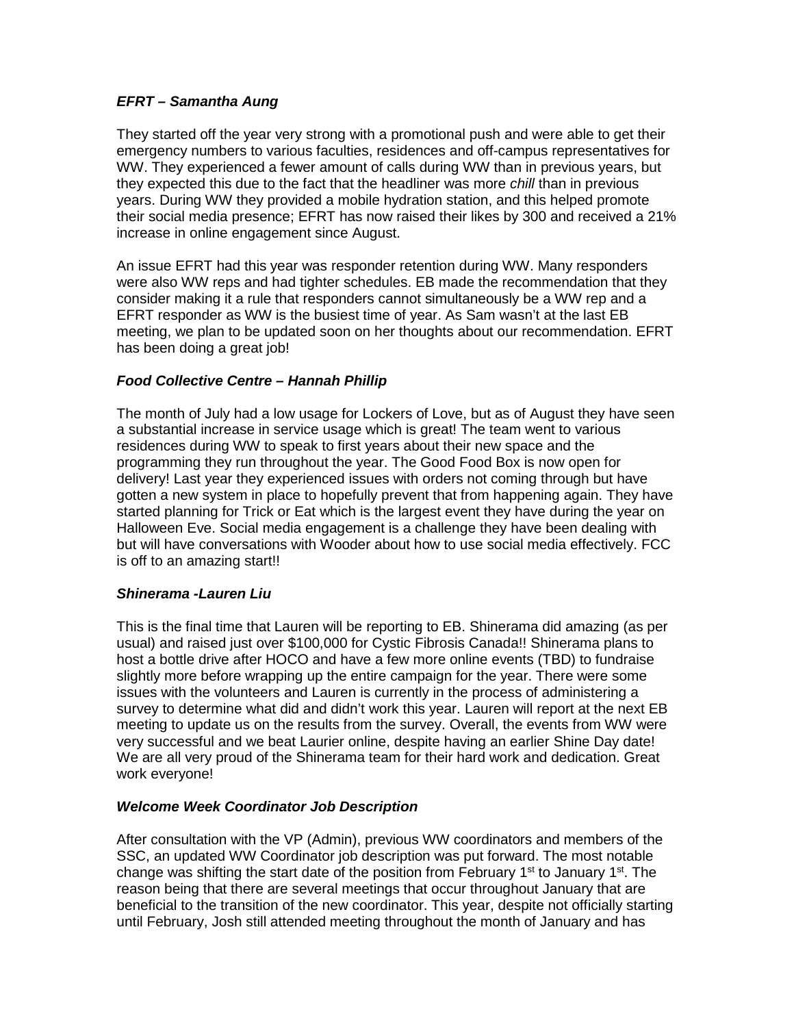### *EFRT – Samantha Aung*

They started off the year very strong with a promotional push and were able to get their emergency numbers to various faculties, residences and off-campus representatives for WW. They experienced a fewer amount of calls during WW than in previous years, but they expected this due to the fact that the headliner was more *chill* than in previous years. During WW they provided a mobile hydration station, and this helped promote their social media presence; EFRT has now raised their likes by 300 and received a 21% increase in online engagement since August.

An issue EFRT had this year was responder retention during WW. Many responders were also WW reps and had tighter schedules. EB made the recommendation that they consider making it a rule that responders cannot simultaneously be a WW rep and a EFRT responder as WW is the busiest time of year. As Sam wasn't at the last EB meeting, we plan to be updated soon on her thoughts about our recommendation. EFRT has been doing a great job!

### *Food Collective Centre – Hannah Phillip*

The month of July had a low usage for Lockers of Love, but as of August they have seen a substantial increase in service usage which is great! The team went to various residences during WW to speak to first years about their new space and the programming they run throughout the year. The Good Food Box is now open for delivery! Last year they experienced issues with orders not coming through but have gotten a new system in place to hopefully prevent that from happening again. They have started planning for Trick or Eat which is the largest event they have during the year on Halloween Eve. Social media engagement is a challenge they have been dealing with but will have conversations with Wooder about how to use social media effectively. FCC is off to an amazing start!!

### *Shinerama -Lauren Liu*

This is the final time that Lauren will be reporting to EB. Shinerama did amazing (as per usual) and raised just over $100,000 for Cystic Fibrosis Canada!! Shinerama plans to host a bottle drive after HOCO and have a few more online events (TBD) to fundraise slightly more before wrapping up the entire campaign for the year. There were some issues with the volunteers and Lauren is currently in the process of administering a survey to determine what did and didn't work this year. Lauren will report at the next EB meeting to update us on the results from the survey. Overall, the events from WW were very successful and we beat Laurier online, despite having an earlier Shine Day date! We are all very proud of the Shinerama team for their hard work and dedication. Great work everyone!

### *Welcome Week Coordinator Job Description*

After consultation with the VP (Admin), previous WW coordinators and members of the SSC, an updated WW Coordinator job description was put forward. The most notable change was shifting the start date of the position from February 1st to January 1st. The reason being that there are several meetings that occur throughout January that are beneficial to the transition of the new coordinator. This year, despite not officially starting until February, Josh still attended meeting throughout the month of January and has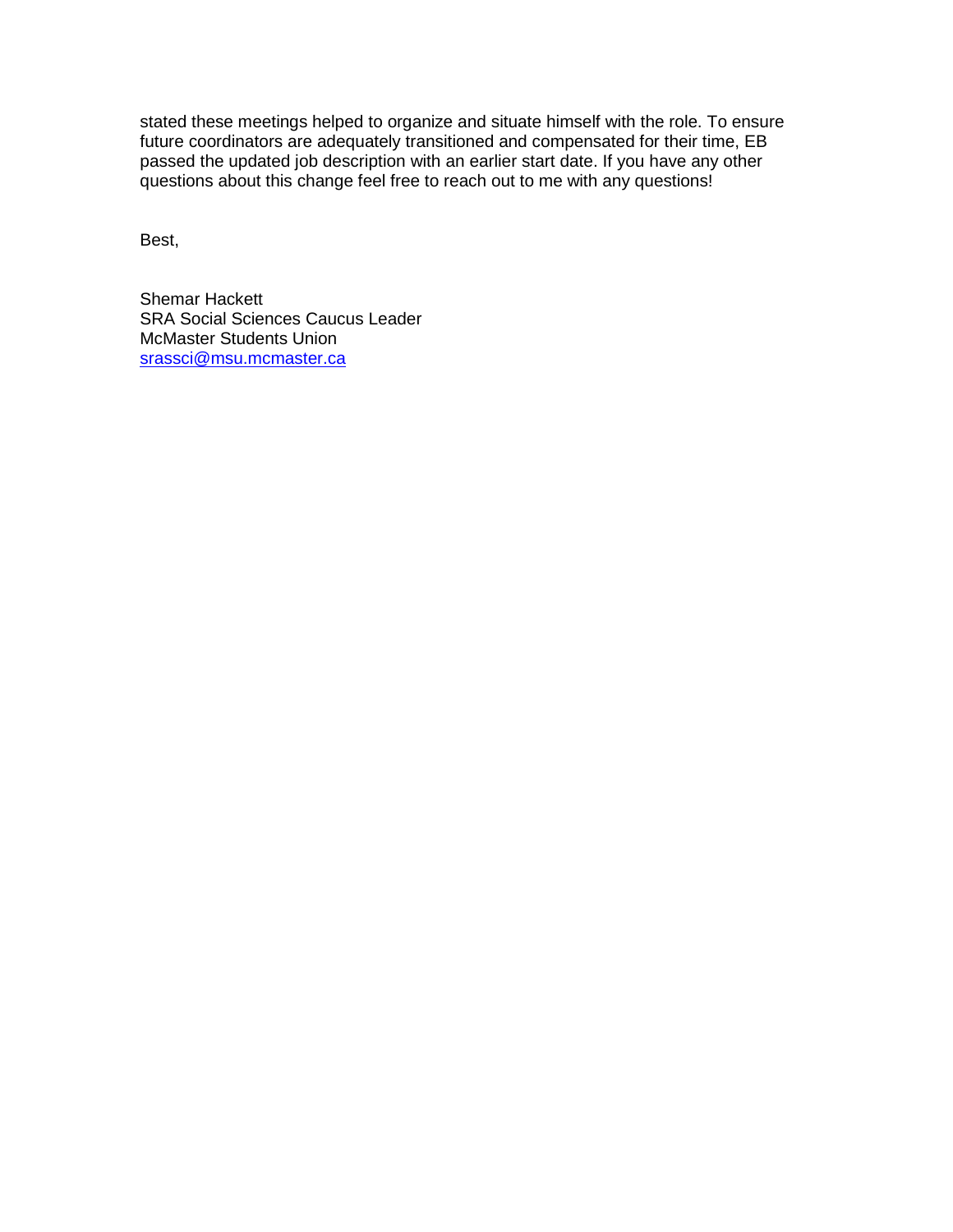stated these meetings helped to organize and situate himself with the role. To ensure future coordinators are adequately transitioned and compensated for their time, EB passed the updated job description with an earlier start date. If you have any other questions about this change feel free to reach out to me with any questions!

Best,

Shemar Hackett
SRA Social Sciences Caucus Leader
McMaster Students Union
srassci@msu.mcmaster.ca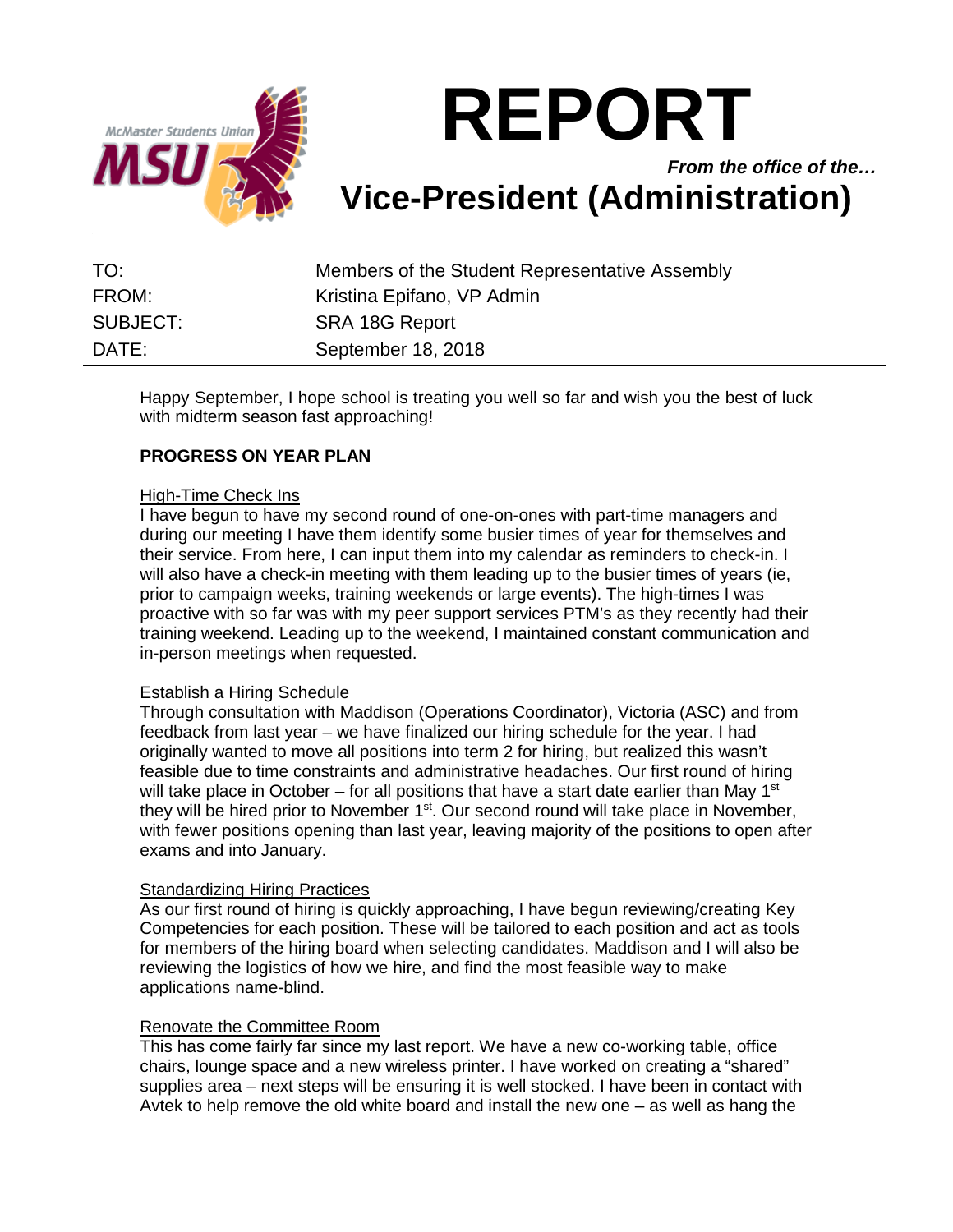# REPORT

***From the office of the…***

## Vice-President (Administration)

| | |
|---|---|
| TO: | Members of the Student Representative Assembly |
| FROM: | Kristina Epifano, VP Admin |
| SUBJECT: | SRA 18G Report |
| DATE: | September 18, 2018 |

Happy September, I hope school is treating you well so far and wish you the best of luck with midterm season fast approaching!

**PROGRESS ON YEAR PLAN**

High-Time Check Ins

I have begun to have my second round of one-on-ones with part-time managers and during our meeting I have them identify some busier times of year for themselves and their service. From here, I can input them into my calendar as reminders to check-in. I will also have a check-in meeting with them leading up to the busier times of years (ie, prior to campaign weeks, training weekends or large events). The high-times I was proactive with so far was with my peer support services PTM's as they recently had their training weekend. Leading up to the weekend, I maintained constant communication and in-person meetings when requested.

Establish a Hiring Schedule

Through consultation with Maddison (Operations Coordinator), Victoria (ASC) and from feedback from last year – we have finalized our hiring schedule for the year. I had originally wanted to move all positions into term 2 for hiring, but realized this wasn't feasible due to time constraints and administrative headaches. Our first round of hiring will take place in October – for all positions that have a start date earlier than May 1st they will be hired prior to November 1st. Our second round will take place in November, with fewer positions opening than last year, leaving majority of the positions to open after exams and into January.

Standardizing Hiring Practices

As our first round of hiring is quickly approaching, I have begun reviewing/creating Key Competencies for each position. These will be tailored to each position and act as tools for members of the hiring board when selecting candidates. Maddison and I will also be reviewing the logistics of how we hire, and find the most feasible way to make applications name-blind.

Renovate the Committee Room

This has come fairly far since my last report. We have a new co-working table, office chairs, lounge space and a new wireless printer. I have worked on creating a "shared" supplies area – next steps will be ensuring it is well stocked. I have been in contact with Avtek to help remove the old white board and install the new one – as well as hang the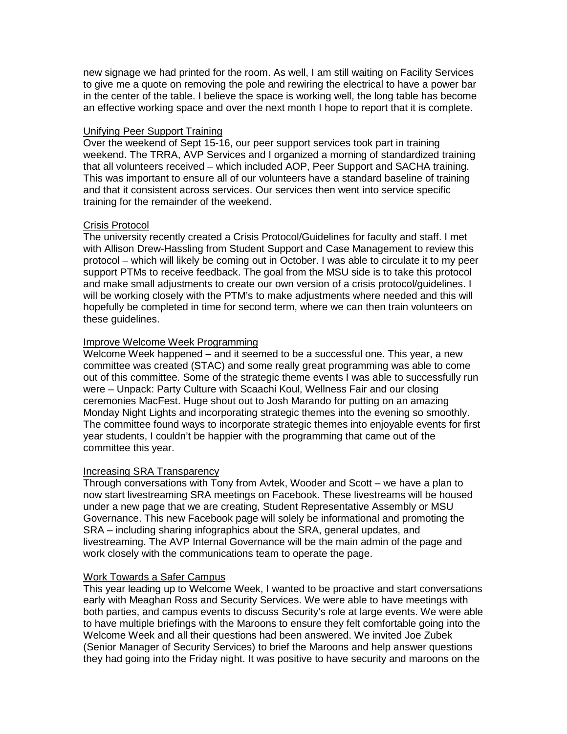new signage we had printed for the room. As well, I am still waiting on Facility Services to give me a quote on removing the pole and rewiring the electrical to have a power bar in the center of the table. I believe the space is working well, the long table has become an effective working space and over the next month I hope to report that it is complete.

<u>Unifying Peer Support Training</u>

Over the weekend of Sept 15-16, our peer support services took part in training weekend. The TRRA, AVP Services and I organized a morning of standardized training that all volunteers received – which included AOP, Peer Support and SACHA training. This was important to ensure all of our volunteers have a standard baseline of training and that it consistent across services. Our services then went into service specific training for the remainder of the weekend.

<u>Crisis Protocol</u>

The university recently created a Crisis Protocol/Guidelines for faculty and staff. I met with Allison Drew-Hassling from Student Support and Case Management to review this protocol – which will likely be coming out in October. I was able to circulate it to my peer support PTMs to receive feedback. The goal from the MSU side is to take this protocol and make small adjustments to create our own version of a crisis protocol/guidelines. I will be working closely with the PTM's to make adjustments where needed and this will hopefully be completed in time for second term, where we can then train volunteers on these guidelines.

<u>Improve Welcome Week Programming</u>

Welcome Week happened – and it seemed to be a successful one. This year, a new committee was created (STAC) and some really great programming was able to come out of this committee. Some of the strategic theme events I was able to successfully run were – Unpack: Party Culture with Scaachi Koul, Wellness Fair and our closing ceremonies MacFest. Huge shout out to Josh Marando for putting on an amazing Monday Night Lights and incorporating strategic themes into the evening so smoothly. The committee found ways to incorporate strategic themes into enjoyable events for first year students, I couldn't be happier with the programming that came out of the committee this year.

<u>Increasing SRA Transparency</u>

Through conversations with Tony from Avtek, Wooder and Scott – we have a plan to now start livestreaming SRA meetings on Facebook. These livestreams will be housed under a new page that we are creating, Student Representative Assembly or MSU Governance. This new Facebook page will solely be informational and promoting the SRA – including sharing infographics about the SRA, general updates, and livestreaming. The AVP Internal Governance will be the main admin of the page and work closely with the communications team to operate the page.

<u>Work Towards a Safer Campus</u>

This year leading up to Welcome Week, I wanted to be proactive and start conversations early with Meaghan Ross and Security Services. We were able to have meetings with both parties, and campus events to discuss Security's role at large events. We were able to have multiple briefings with the Maroons to ensure they felt comfortable going into the Welcome Week and all their questions had been answered. We invited Joe Zubek (Senior Manager of Security Services) to brief the Maroons and help answer questions they had going into the Friday night. It was positive to have security and maroons on the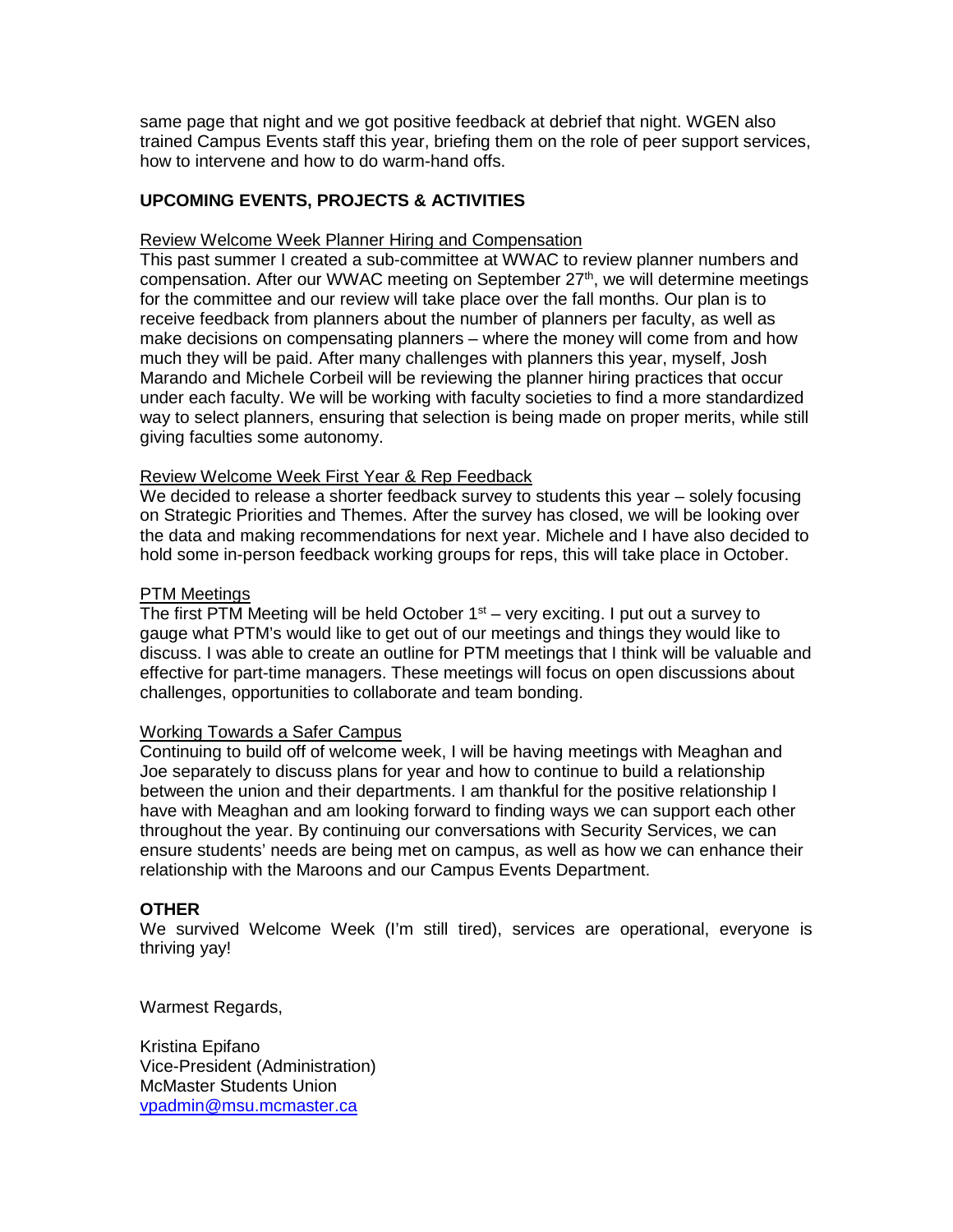same page that night and we got positive feedback at debrief that night. WGEN also trained Campus Events staff this year, briefing them on the role of peer support services, how to intervene and how to do warm-hand offs.

## UPCOMING EVENTS, PROJECTS & ACTIVITIES

Review Welcome Week Planner Hiring and Compensation

This past summer I created a sub-committee at WWAC to review planner numbers and compensation. After our WWAC meeting on September 27th, we will determine meetings for the committee and our review will take place over the fall months. Our plan is to receive feedback from planners about the number of planners per faculty, as well as make decisions on compensating planners – where the money will come from and how much they will be paid. After many challenges with planners this year, myself, Josh Marando and Michele Corbeil will be reviewing the planner hiring practices that occur under each faculty. We will be working with faculty societies to find a more standardized way to select planners, ensuring that selection is being made on proper merits, while still giving faculties some autonomy.

Review Welcome Week First Year & Rep Feedback

We decided to release a shorter feedback survey to students this year – solely focusing on Strategic Priorities and Themes. After the survey has closed, we will be looking over the data and making recommendations for next year. Michele and I have also decided to hold some in-person feedback working groups for reps, this will take place in October.

PTM Meetings

The first PTM Meeting will be held October 1st – very exciting. I put out a survey to gauge what PTM's would like to get out of our meetings and things they would like to discuss. I was able to create an outline for PTM meetings that I think will be valuable and effective for part-time managers. These meetings will focus on open discussions about challenges, opportunities to collaborate and team bonding.

Working Towards a Safer Campus

Continuing to build off of welcome week, I will be having meetings with Meaghan and Joe separately to discuss plans for year and how to continue to build a relationship between the union and their departments. I am thankful for the positive relationship I have with Meaghan and am looking forward to finding ways we can support each other throughout the year. By continuing our conversations with Security Services, we can ensure students' needs are being met on campus, as well as how we can enhance their relationship with the Maroons and our Campus Events Department.

## OTHER

We survived Welcome Week (I'm still tired), services are operational, everyone is thriving yay!

Warmest Regards,

Kristina Epifano
Vice-President (Administration)
McMaster Students Union
vpadmin@msu.mcmaster.ca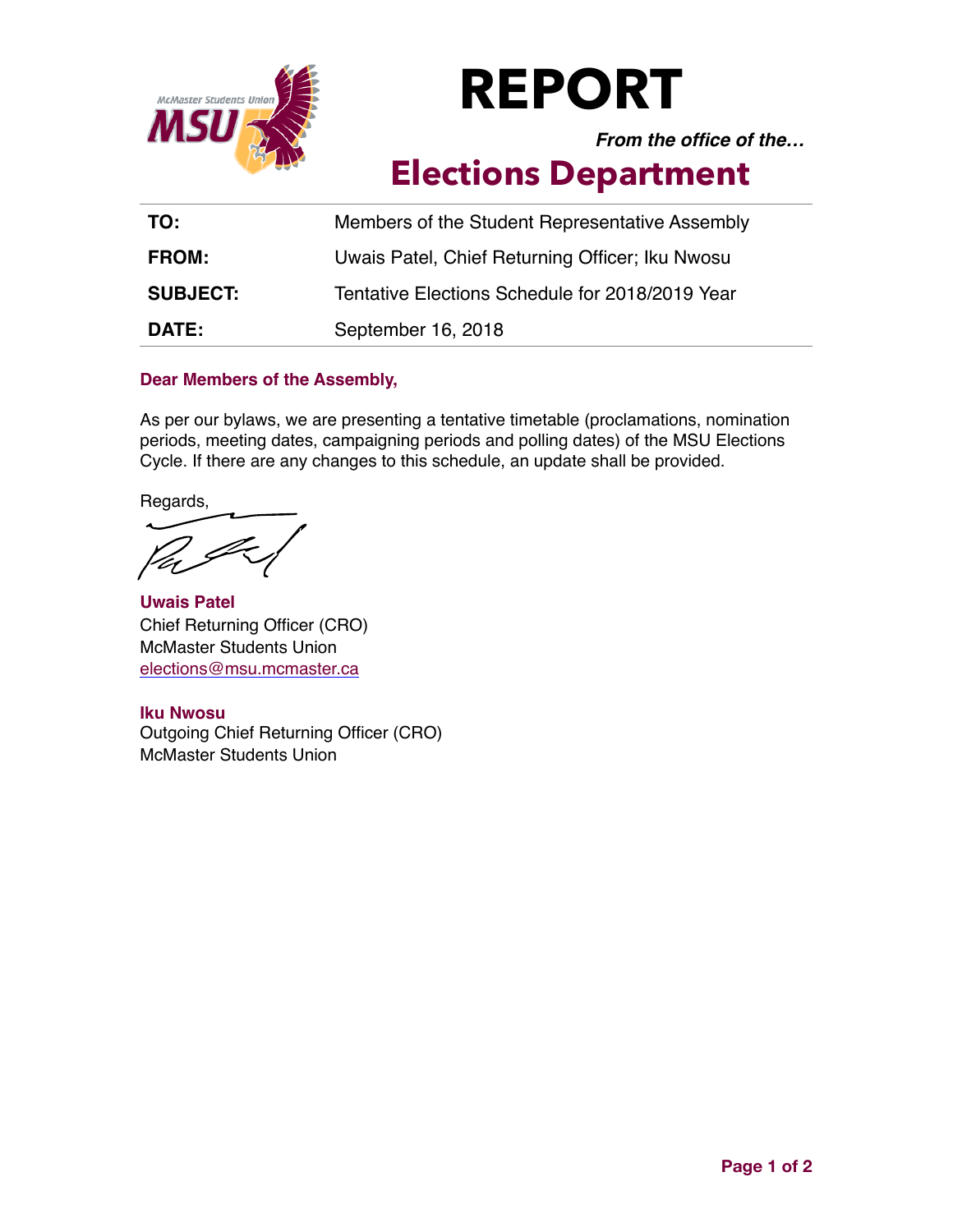# REPORT

***From the office of the…***

## Elections Department

| | |
|---|---|
| **TO:** | Members of the Student Representative Assembly |
| **FROM:** | Uwais Patel, Chief Returning Officer; Iku Nwosu |
| **SUBJECT:** | Tentative Elections Schedule for 2018/2019 Year |
| **DATE:** | September 16, 2018 |

**Dear Members of the Assembly,**

As per our bylaws, we are presenting a tentative timetable (proclamations, nomination periods, meeting dates, campaigning periods and polling dates) of the MSU Elections Cycle. If there are any changes to this schedule, an update shall be provided.

Regards,

**Uwais Patel**
Chief Returning Officer (CRO)
McMaster Students Union
elections@msu.mcmaster.ca

**Iku Nwosu**
Outgoing Chief Returning Officer (CRO)
McMaster Students Union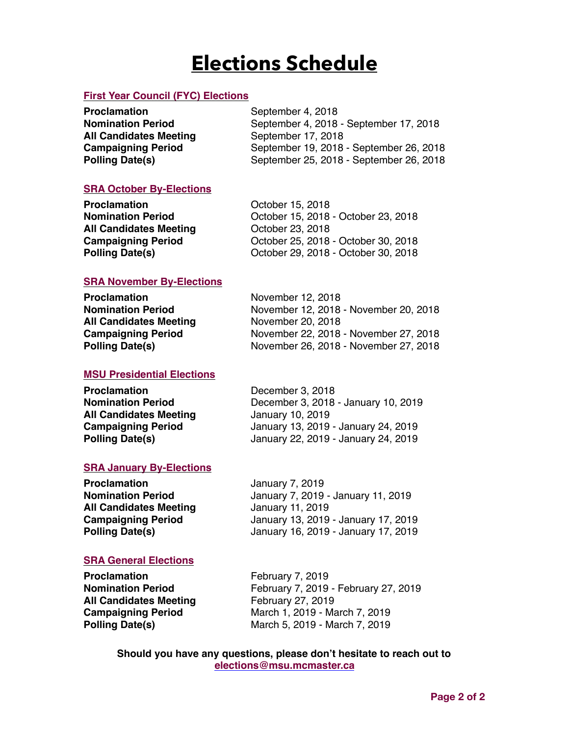# Elections Schedule

## First Year Council (FYC) Elections

| | |
|---|---|
| **Proclamation** | September 4, 2018 |
| **Nomination Period** | September 4, 2018 - September 17, 2018 |
| **All Candidates Meeting** | September 17, 2018 |
| **Campaigning Period** | September 19, 2018 - September 26, 2018 |
| **Polling Date(s)** | September 25, 2018 - September 26, 2018 |

## SRA October By-Elections

| | |
|---|---|
| **Proclamation** | October 15, 2018 |
| **Nomination Period** | October 15, 2018 - October 23, 2018 |
| **All Candidates Meeting** | October 23, 2018 |
| **Campaigning Period** | October 25, 2018 - October 30, 2018 |
| **Polling Date(s)** | October 29, 2018 - October 30, 2018 |

## SRA November By-Elections

| | |
|---|---|
| **Proclamation** | November 12, 2018 |
| **Nomination Period** | November 12, 2018 - November 20, 2018 |
| **All Candidates Meeting** | November 20, 2018 |
| **Campaigning Period** | November 22, 2018 - November 27, 2018 |
| **Polling Date(s)** | November 26, 2018 - November 27, 2018 |

## MSU Presidential Elections

| | |
|---|---|
| **Proclamation** | December 3, 2018 |
| **Nomination Period** | December 3, 2018 - January 10, 2019 |
| **All Candidates Meeting** | January 10, 2019 |
| **Campaigning Period** | January 13, 2019 - January 24, 2019 |
| **Polling Date(s)** | January 22, 2019 - January 24, 2019 |

## SRA January By-Elections

| | |
|---|---|
| **Proclamation** | January 7, 2019 |
| **Nomination Period** | January 7, 2019 - January 11, 2019 |
| **All Candidates Meeting** | January 11, 2019 |
| **Campaigning Period** | January 13, 2019 - January 17, 2019 |
| **Polling Date(s)** | January 16, 2019 - January 17, 2019 |

## SRA General Elections

| | |
|---|---|
| **Proclamation** | February 7, 2019 |
| **Nomination Period** | February 7, 2019 - February 27, 2019 |
| **All Candidates Meeting** | February 27, 2019 |
| **Campaigning Period** | March 1, 2019 - March 7, 2019 |
| **Polling Date(s)** | March 5, 2019 - March 7, 2019 |

**Should you have any questions, please don't hesitate to reach out to elections@msu.mcmaster.ca**